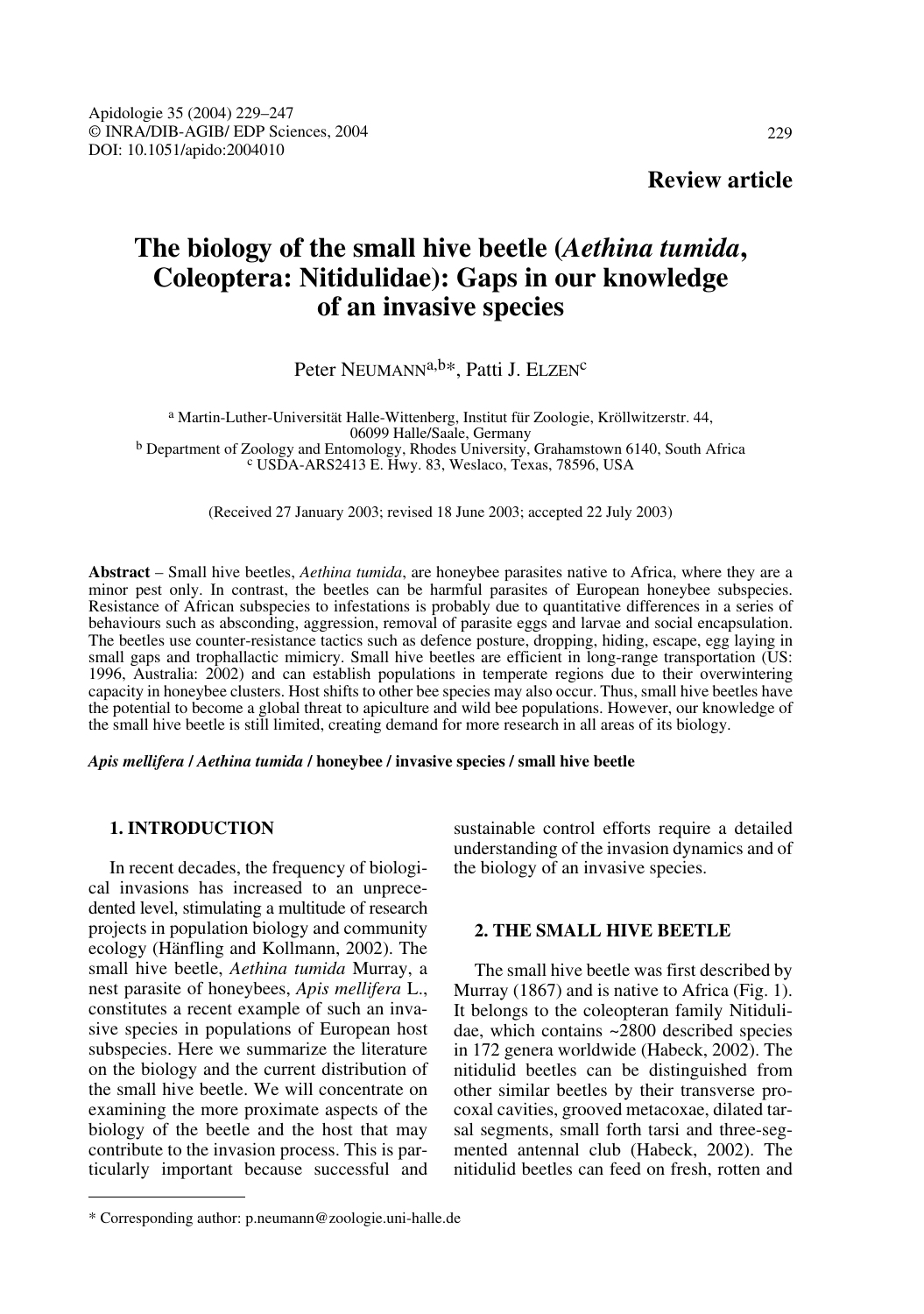**Review article**

# The biology of the small hive beetle (*Aethina tumida*, Coleoptera: Nitidulidae): Gaps in our knowledge of an invasive species

Peter NEUMANN[a,b]*, Patti J. ELZEN[c]

[a] Martin-Luther-Universität Halle-Wittenberg, Institut für Zoologie, Kröllwitzerstr. 44, 06099 Halle/Saale, Germany
[b] Department of Zoology and Entomology, Rhodes University, Grahamstown 6140, South Africa
[c] USDA-ARS2413 E. Hwy. 83, Weslaco, Texas, 78596, USA

(Received 27 January 2003; revised 18 June 2003; accepted 22 July 2003)

**Abstract** – Small hive beetles, *Aethina tumida*, are honeybee parasites native to Africa, where they are a minor pest only. In contrast, the beetles can be harmful parasites of European honeybee subspecies. Resistance of African subspecies to infestations is probably due to quantitative differences in a series of behaviours such as absconding, aggression, removal of parasite eggs and larvae and social encapsulation. The beetles use counter-resistance tactics such as defence posture, dropping, hiding, escape, egg laying in small gaps and trophallactic mimicry. Small hive beetles are efficient in long-range transportation (US: 1996, Australia: 2002) and can establish populations in temperate regions due to their overwintering capacity in honeybee clusters. Host shifts to other bee species may also occur. Thus, small hive beetles have the potential to become a global threat to apiculture and wild bee populations. However, our knowledge of the small hive beetle is still limited, creating demand for more research in all areas of its biology.

***Apis mellifera* / *Aethina tumida* / honeybee / invasive species / small hive beetle**

## 1. INTRODUCTION

In recent decades, the frequency of biological invasions has increased to an unprecedented level, stimulating a multitude of research projects in population biology and community ecology (Hänfling and Kollmann, 2002). The small hive beetle, *Aethina tumida* Murray, a nest parasite of honeybees, *Apis mellifera* L., constitutes a recent example of such an invasive species in populations of European host subspecies. Here we summarize the literature on the biology and the current distribution of the small hive beetle. We will concentrate on examining the more proximate aspects of the biology of the beetle and the host that may contribute to the invasion process. This is particularly important because successful and sustainable control efforts require a detailed understanding of the invasion dynamics and of the biology of an invasive species.

## 2. THE SMALL HIVE BEETLE

The small hive beetle was first described by Murray (1867) and is native to Africa (Fig. 1). It belongs to the coleopteran family Nitidulidae, which contains ~2800 described species in 172 genera worldwide (Habeck, 2002). The nitidulid beetles can be distinguished from other similar beetles by their transverse procoxal cavities, grooved metacoxae, dilated tarsal segments, small forth tarsi and three-segmented antennal club (Habeck, 2002). The nitidulid beetles can feed on fresh, rotten and

* Corresponding author: p.neumann@zoologie.uni-halle.de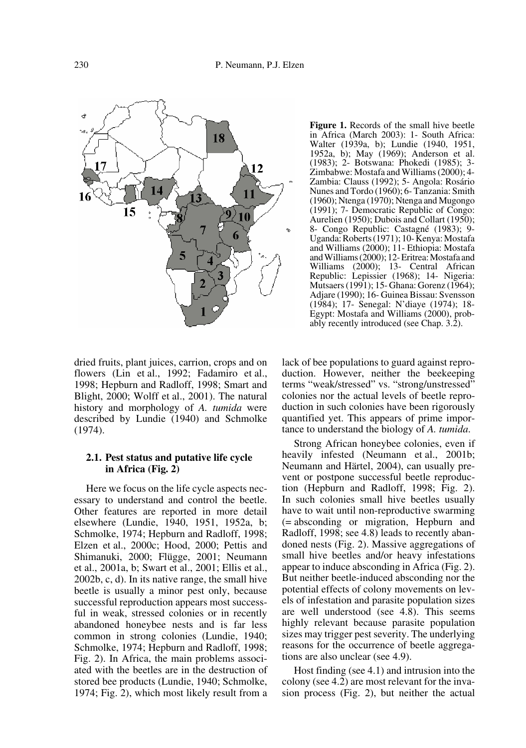**Figure 1.** Records of the small hive beetle in Africa (March 2003): 1- South Africa: Walter (1939a, b); Lundie (1940, 1951, 1952a, b); May (1969); Anderson et al. (1983); 2- Botswana: Phokedi (1985); 3- Zimbabwe: Mostafa and Williams (2000); 4- Zambia: Clauss (1992); 5- Angola: Rosário Nunes and Tordo (1960); 6- Tanzania: Smith (1960); Ntenga (1970); Ntenga and Mugongo (1991); 7- Democratic Republic of Congo: Aurelien (1950); Dubois and Collart (1950); 8- Congo Republic: Castagné (1983); 9- Uganda: Roberts (1971); 10- Kenya: Mostafa and Williams (2000); 11- Ethiopia: Mostafa and Williams (2000); 12- Eritrea: Mostafa and Williams (2000); 13- Central African Republic: Lepissier (1968); 14- Nigeria: Mutsaers (1991); 15- Ghana: Gorenz (1964); Adjare (1990); 16- Guinea Bissau: Svensson (1984); 17- Senegal: N'diaye (1974); 18- Egypt: Mostafa and Williams (2000), probably recently introduced (see Chap. 3.2).

dried fruits, plant juices, carrion, crops and on flowers (Lin et al., 1992; Fadamiro et al., 1998; Hepburn and Radloff, 1998; Smart and Blight, 2000; Wolff et al., 2001). The natural history and morphology of *A. tumida* were described by Lundie (1940) and Schmolke (1974).

### 2.1. Pest status and putative life cycle in Africa (Fig. 2)

Here we focus on the life cycle aspects necessary to understand and control the beetle. Other features are reported in more detail elsewhere (Lundie, 1940, 1951, 1952a, b; Schmolke, 1974; Hepburn and Radloff, 1998; Elzen et al., 2000c; Hood, 2000; Pettis and Shimanuki, 2000; Flügge, 2001; Neumann et al., 2001a, b; Swart et al., 2001; Ellis et al., 2002b, c, d). In its native range, the small hive beetle is usually a minor pest only, because successful reproduction appears most successful in weak, stressed colonies or in recently abandoned honeybee nests and is far less common in strong colonies (Lundie, 1940; Schmolke, 1974; Hepburn and Radloff, 1998; Fig. 2). In Africa, the main problems associated with the beetles are in the destruction of stored bee products (Lundie, 1940; Schmolke, 1974; Fig. 2), which most likely result from a lack of bee populations to guard against reproduction. However, neither the beekeeping terms "weak/stressed" vs. "strong/unstressed" colonies nor the actual levels of beetle reproduction in such colonies have been rigorously quantified yet. This appears of prime importance to understand the biology of *A. tumida*.

Strong African honeybee colonies, even if heavily infested (Neumann et al., 2001b; Neumann and Härtel, 2004), can usually prevent or postpone successful beetle reproduction (Hepburn and Radloff, 1998; Fig. 2). In such colonies small hive beetles usually have to wait until non-reproductive swarming (= absconding or migration, Hepburn and Radloff, 1998; see 4.8) leads to recently abandoned nests (Fig. 2). Massive aggregations of small hive beetles and/or heavy infestations appear to induce absconding in Africa (Fig. 2). But neither beetle-induced absconding nor the potential effects of colony movements on levels of infestation and parasite population sizes are well understood (see 4.8). This seems highly relevant because parasite population sizes may trigger pest severity. The underlying reasons for the occurrence of beetle aggregations are also unclear (see 4.9).

Host finding (see 4.1) and intrusion into the colony (see 4.2) are most relevant for the invasion process (Fig. 2), but neither the actual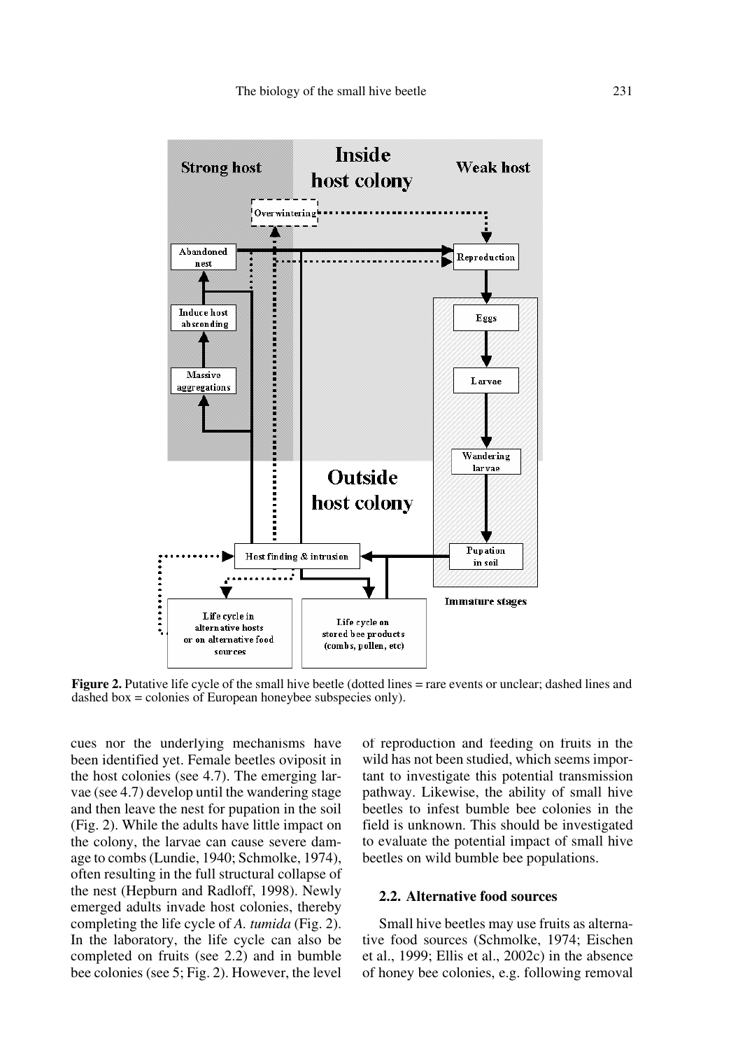**Figure 2.** Putative life cycle of the small hive beetle (dotted lines = rare events or unclear; dashed lines and dashed box = colonies of European honeybee subspecies only).

cues nor the underlying mechanisms have been identified yet. Female beetles oviposit in the host colonies (see 4.7). The emerging larvae (see 4.7) develop until the wandering stage and then leave the nest for pupation in the soil (Fig. 2). While the adults have little impact on the colony, the larvae can cause severe damage to combs (Lundie, 1940; Schmolke, 1974), often resulting in the full structural collapse of the nest (Hepburn and Radloff, 1998). Newly emerged adults invade host colonies, thereby completing the life cycle of *A. tumida* (Fig. 2). In the laboratory, the life cycle can also be completed on fruits (see 2.2) and in bumble bee colonies (see 5; Fig. 2). However, the level of reproduction and feeding on fruits in the wild has not been studied, which seems important to investigate this potential transmission pathway. Likewise, the ability of small hive beetles to infest bumble bee colonies in the field is unknown. This should be investigated to evaluate the potential impact of small hive beetles on wild bumble bee populations.

### 2.2. Alternative food sources

Small hive beetles may use fruits as alternative food sources (Schmolke, 1974; Eischen et al., 1999; Ellis et al., 2002c) in the absence of honey bee colonies, e.g. following removal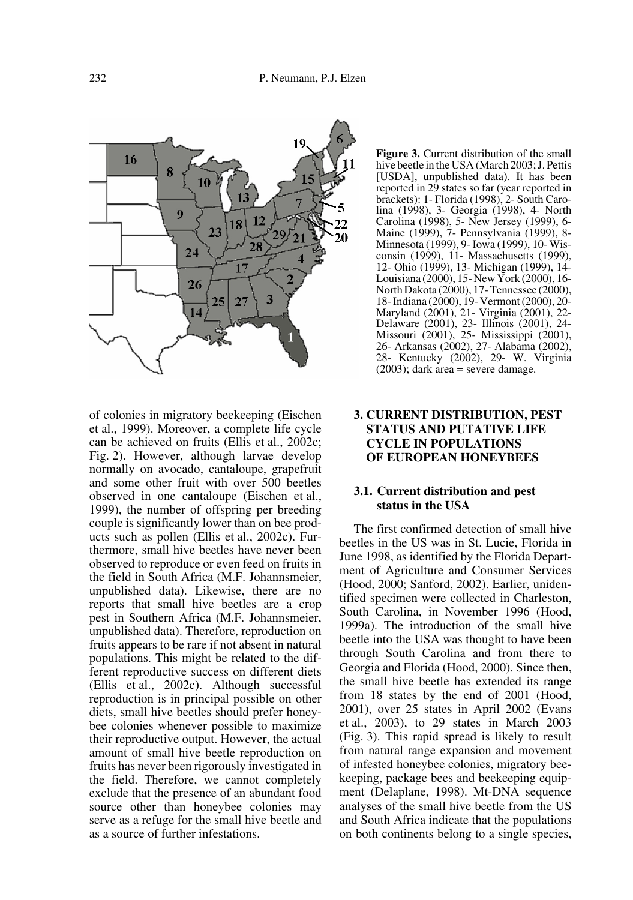**Figure 3.** Current distribution of the small hive beetle in the USA (March 2003; J. Pettis [USDA], unpublished data). It has been reported in 29 states so far (year reported in brackets): 1- Florida (1998), 2- South Carolina (1998), 3- Georgia (1998), 4- North Carolina (1998), 5- New Jersey (1999), 6- Maine (1999), 7- Pennsylvania (1999), 8- Minnesota (1999), 9- Iowa (1999), 10- Wisconsin (1999), 11- Massachusetts (1999), 12- Ohio (1999), 13- Michigan (1999), 14- Louisiana (2000), 15- New York (2000), 16- North Dakota (2000), 17- Tennessee (2000), 18- Indiana (2000), 19- Vermont (2000), 20- Maryland (2001), 21- Virginia (2001), 22- Delaware (2001), 23- Illinois (2001), 24- Missouri (2001), 25- Mississippi (2001), 26- Arkansas (2002), 27- Alabama (2002), 28- Kentucky (2002), 29- W. Virginia (2003); dark area = severe damage.

of colonies in migratory beekeeping (Eischen et al., 1999). Moreover, a complete life cycle can be achieved on fruits (Ellis et al., 2002c; Fig. 2). However, although larvae develop normally on avocado, cantaloupe, grapefruit and some other fruit with over 500 beetles observed in one cantaloupe (Eischen et al., 1999), the number of offspring per breeding couple is significantly lower than on bee products such as pollen (Ellis et al., 2002c). Furthermore, small hive beetles have never been observed to reproduce or even feed on fruits in the field in South Africa (M.F. Johannsmeier, unpublished data). Likewise, there are no reports that small hive beetles are a crop pest in Southern Africa (M.F. Johannsmeier, unpublished data). Therefore, reproduction on fruits appears to be rare if not absent in natural populations. This might be related to the different reproductive success on different diets (Ellis et al., 2002c). Although successful reproduction is in principal possible on other diets, small hive beetles should prefer honeybee colonies whenever possible to maximize their reproductive output. However, the actual amount of small hive beetle reproduction on fruits has never been rigorously investigated in the field. Therefore, we cannot completely exclude that the presence of an abundant food source other than honeybee colonies may serve as a refuge for the small hive beetle and as a source of further infestations.

## 3. CURRENT DISTRIBUTION, PEST STATUS AND PUTATIVE LIFE CYCLE IN POPULATIONS OF EUROPEAN HONEYBEES

### 3.1. Current distribution and pest status in the USA

The first confirmed detection of small hive beetles in the US was in St. Lucie, Florida in June 1998, as identified by the Florida Department of Agriculture and Consumer Services (Hood, 2000; Sanford, 2002). Earlier, unidentified specimen were collected in Charleston, South Carolina, in November 1996 (Hood, 1999a). The introduction of the small hive beetle into the USA was thought to have been through South Carolina and from there to Georgia and Florida (Hood, 2000). Since then, the small hive beetle has extended its range from 18 states by the end of 2001 (Hood, 2001), over 25 states in April 2002 (Evans et al., 2003), to 29 states in March 2003 (Fig. 3). This rapid spread is likely to result from natural range expansion and movement of infested honeybee colonies, migratory beekeeping, package bees and beekeeping equipment (Delaplane, 1998). Mt-DNA sequence analyses of the small hive beetle from the US and South Africa indicate that the populations on both continents belong to a single species,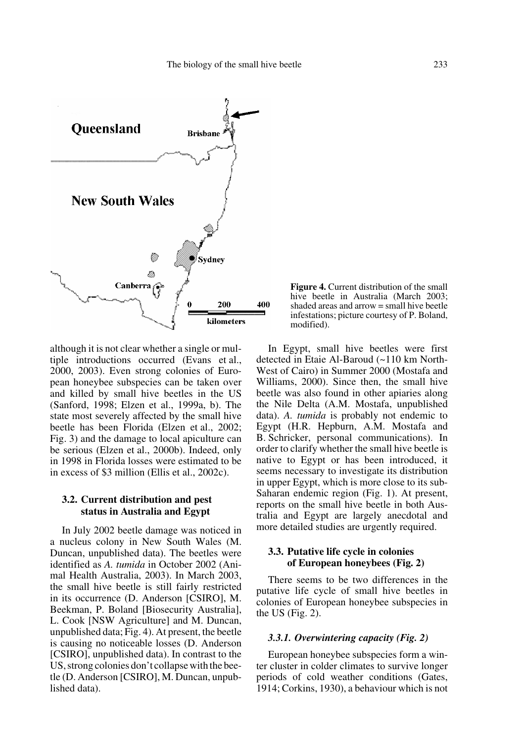**Figure 4.** Current distribution of the small hive beetle in Australia (March 2003; shaded areas and arrow = small hive beetle infestations; picture courtesy of P. Boland, modified).

although it is not clear whether a single or multiple introductions occurred (Evans et al., 2000, 2003). Even strong colonies of European honeybee subspecies can be taken over and killed by small hive beetles in the US (Sanford, 1998; Elzen et al., 1999a, b). The state most severely affected by the small hive beetle has been Florida (Elzen et al., 2002; Fig. 3) and the damage to local apiculture can be serious (Elzen et al., 2000b). Indeed, only in 1998 in Florida losses were estimated to be in excess of $3 million (Ellis et al., 2002c).

### 3.2. Current distribution and pest status in Australia and Egypt

In July 2002 beetle damage was noticed in a nucleus colony in New South Wales (M. Duncan, unpublished data). The beetles were identified as *A. tumida* in October 2002 (Animal Health Australia, 2003). In March 2003, the small hive beetle is still fairly restricted in its occurrence (D. Anderson [CSIRO], M. Beekman, P. Boland [Biosecurity Australia], L. Cook [NSW Agriculture] and M. Duncan, unpublished data; Fig. 4). At present, the beetle is causing no noticeable losses (D. Anderson [CSIRO], unpublished data). In contrast to the US, strong colonies don't collapse with the beetle (D. Anderson [CSIRO], M. Duncan, unpublished data).

In Egypt, small hive beetles were first detected in Etaie Al-Baroud (~110 km North-West of Cairo) in Summer 2000 (Mostafa and Williams, 2000). Since then, the small hive beetle was also found in other apiaries along the Nile Delta (A.M. Mostafa, unpublished data). *A. tumida* is probably not endemic to Egypt (H.R. Hepburn, A.M. Mostafa and B. Schricker, personal communications). In order to clarify whether the small hive beetle is native to Egypt or has been introduced, it seems necessary to investigate its distribution in upper Egypt, which is more close to its sub-Saharan endemic region (Fig. 1). At present, reports on the small hive beetle in both Australia and Egypt are largely anecdotal and more detailed studies are urgently required.

### 3.3. Putative life cycle in colonies of European honeybees (Fig. 2)

There seems to be two differences in the putative life cycle of small hive beetles in colonies of European honeybee subspecies in the US (Fig. 2).

#### *3.3.1. Overwintering capacity (Fig. 2)*

European honeybee subspecies form a winter cluster in colder climates to survive longer periods of cold weather conditions (Gates, 1914; Corkins, 1930), a behaviour which is not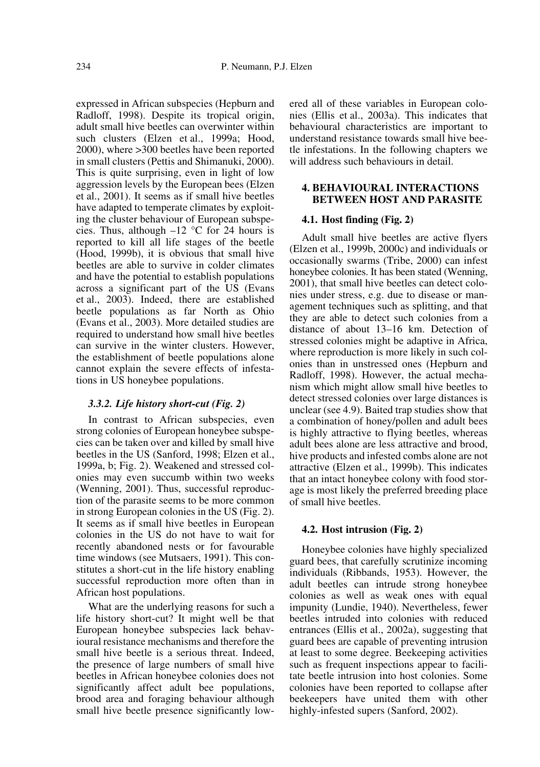expressed in African subspecies (Hepburn and Radloff, 1998). Despite its tropical origin, adult small hive beetles can overwinter within such clusters (Elzen et al., 1999a; Hood, 2000), where >300 beetles have been reported in small clusters (Pettis and Shimanuki, 2000). This is quite surprising, even in light of low aggression levels by the European bees (Elzen et al., 2001). It seems as if small hive beetles have adapted to temperate climates by exploiting the cluster behaviour of European subspecies. Thus, although –12 °C for 24 hours is reported to kill all life stages of the beetle (Hood, 1999b), it is obvious that small hive beetles are able to survive in colder climates and have the potential to establish populations across a significant part of the US (Evans et al., 2003). Indeed, there are established beetle populations as far North as Ohio (Evans et al., 2003). More detailed studies are required to understand how small hive beetles can survive in the winter clusters. However, the establishment of beetle populations alone cannot explain the severe effects of infestations in US honeybee populations.

### *3.3.2. Life history short-cut (Fig. 2)*

In contrast to African subspecies, even strong colonies of European honeybee subspecies can be taken over and killed by small hive beetles in the US (Sanford, 1998; Elzen et al., 1999a, b; Fig. 2). Weakened and stressed colonies may even succumb within two weeks (Wenning, 2001). Thus, successful reproduction of the parasite seems to be more common in strong European colonies in the US (Fig. 2). It seems as if small hive beetles in European colonies in the US do not have to wait for recently abandoned nests or for favourable time windows (see Mutsaers, 1991). This constitutes a short-cut in the life history enabling successful reproduction more often than in African host populations.

What are the underlying reasons for such a life history short-cut? It might well be that European honeybee subspecies lack behavioural resistance mechanisms and therefore the small hive beetle is a serious threat. Indeed, the presence of large numbers of small hive beetles in African honeybee colonies does not significantly affect adult bee populations, brood area and foraging behaviour although small hive beetle presence significantly lowered all of these variables in European colonies (Ellis et al., 2003a). This indicates that behavioural characteristics are important to understand resistance towards small hive beetle infestations. In the following chapters we will address such behaviours in detail.

## 4. BEHAVIOURAL INTERACTIONS BETWEEN HOST AND PARASITE

### 4.1. Host finding (Fig. 2)

Adult small hive beetles are active flyers (Elzen et al., 1999b, 2000c) and individuals or occasionally swarms (Tribe, 2000) can infest honeybee colonies. It has been stated (Wenning, 2001), that small hive beetles can detect colonies under stress, e.g. due to disease or management techniques such as splitting, and that they are able to detect such colonies from a distance of about 13–16 km. Detection of stressed colonies might be adaptive in Africa, where reproduction is more likely in such colonies than in unstressed ones (Hepburn and Radloff, 1998). However, the actual mechanism which might allow small hive beetles to detect stressed colonies over large distances is unclear (see 4.9). Baited trap studies show that a combination of honey/pollen and adult bees is highly attractive to flying beetles, whereas adult bees alone are less attractive and brood, hive products and infested combs alone are not attractive (Elzen et al., 1999b). This indicates that an intact honeybee colony with food storage is most likely the preferred breeding place of small hive beetles.

### 4.2. Host intrusion (Fig. 2)

Honeybee colonies have highly specialized guard bees, that carefully scrutinize incoming individuals (Ribbands, 1953). However, the adult beetles can intrude strong honeybee colonies as well as weak ones with equal impunity (Lundie, 1940). Nevertheless, fewer beetles intruded into colonies with reduced entrances (Ellis et al., 2002a), suggesting that guard bees are capable of preventing intrusion at least to some degree. Beekeeping activities such as frequent inspections appear to facilitate beetle intrusion into host colonies. Some colonies have been reported to collapse after beekeepers have united them with other highly-infested supers (Sanford, 2002).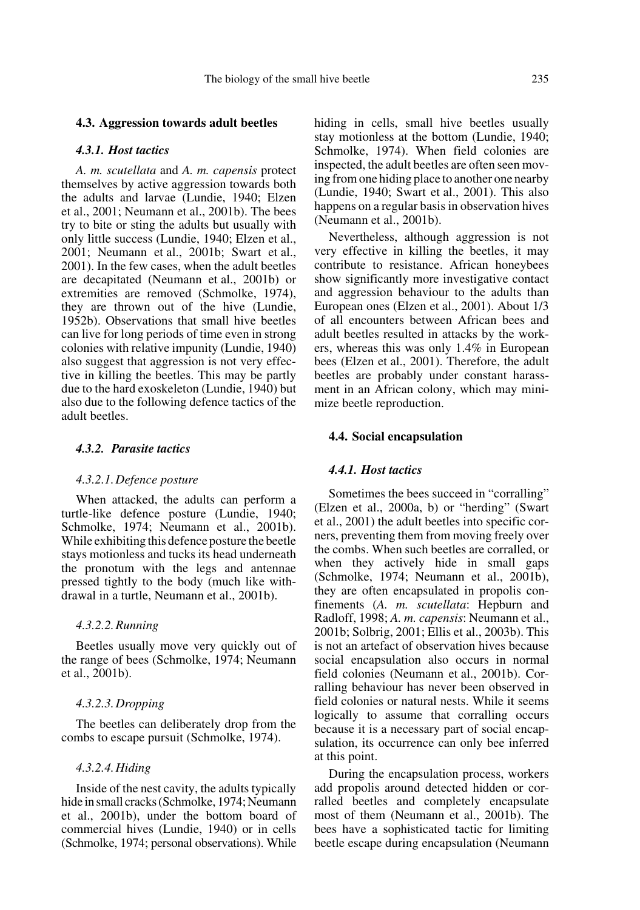### 4.3. Aggression towards adult beetles

#### *4.3.1. Host tactics*

*A. m. scutellata* and *A. m. capensis* protect themselves by active aggression towards both the adults and larvae (Lundie, 1940; Elzen et al., 2001; Neumann et al., 2001b). The bees try to bite or sting the adults but usually with only little success (Lundie, 1940; Elzen et al., 2001; Neumann et al., 2001b; Swart et al., 2001). In the few cases, when the adult beetles are decapitated (Neumann et al., 2001b) or extremities are removed (Schmolke, 1974), they are thrown out of the hive (Lundie, 1952b). Observations that small hive beetles can live for long periods of time even in strong colonies with relative impunity (Lundie, 1940) also suggest that aggression is not very effective in killing the beetles. This may be partly due to the hard exoskeleton (Lundie, 1940) but also due to the following defence tactics of the adult beetles.

#### *4.3.2. Parasite tactics*

*4.3.2.1. Defence posture*

When attacked, the adults can perform a turtle-like defence posture (Lundie, 1940; Schmolke, 1974; Neumann et al., 2001b). While exhibiting this defence posture the beetle stays motionless and tucks its head underneath the pronotum with the legs and antennae pressed tightly to the body (much like withdrawal in a turtle, Neumann et al., 2001b).

*4.3.2.2. Running*

Beetles usually move very quickly out of the range of bees (Schmolke, 1974; Neumann et al., 2001b).

*4.3.2.3. Dropping*

The beetles can deliberately drop from the combs to escape pursuit (Schmolke, 1974).

*4.3.2.4. Hiding*

Inside of the nest cavity, the adults typically hide in small cracks (Schmolke, 1974; Neumann et al., 2001b), under the bottom board of commercial hives (Lundie, 1940) or in cells (Schmolke, 1974; personal observations). While hiding in cells, small hive beetles usually stay motionless at the bottom (Lundie, 1940; Schmolke, 1974). When field colonies are inspected, the adult beetles are often seen moving from one hiding place to another one nearby (Lundie, 1940; Swart et al., 2001). This also happens on a regular basis in observation hives (Neumann et al., 2001b).

Nevertheless, although aggression is not very effective in killing the beetles, it may contribute to resistance. African honeybees show significantly more investigative contact and aggression behaviour to the adults than European ones (Elzen et al., 2001). About 1/3 of all encounters between African bees and adult beetles resulted in attacks by the workers, whereas this was only 1.4% in European bees (Elzen et al., 2001). Therefore, the adult beetles are probably under constant harassment in an African colony, which may minimize beetle reproduction.

### 4.4. Social encapsulation

#### *4.4.1. Host tactics*

Sometimes the bees succeed in "corralling" (Elzen et al., 2000a, b) or "herding" (Swart et al., 2001) the adult beetles into specific corners, preventing them from moving freely over the combs. When such beetles are corralled, or when they actively hide in small gaps (Schmolke, 1974; Neumann et al., 2001b), they are often encapsulated in propolis confinements (*A. m. scutellata*: Hepburn and Radloff, 1998; *A. m. capensis*: Neumann et al., 2001b; Solbrig, 2001; Ellis et al., 2003b). This is not an artefact of observation hives because social encapsulation also occurs in normal field colonies (Neumann et al., 2001b). Corralling behaviour has never been observed in field colonies or natural nests. While it seems logically to assume that corralling occurs because it is a necessary part of social encapsulation, its occurrence can only bee inferred at this point.

During the encapsulation process, workers add propolis around detected hidden or corralled beetles and completely encapsulate most of them (Neumann et al., 2001b). The bees have a sophisticated tactic for limiting beetle escape during encapsulation (Neumann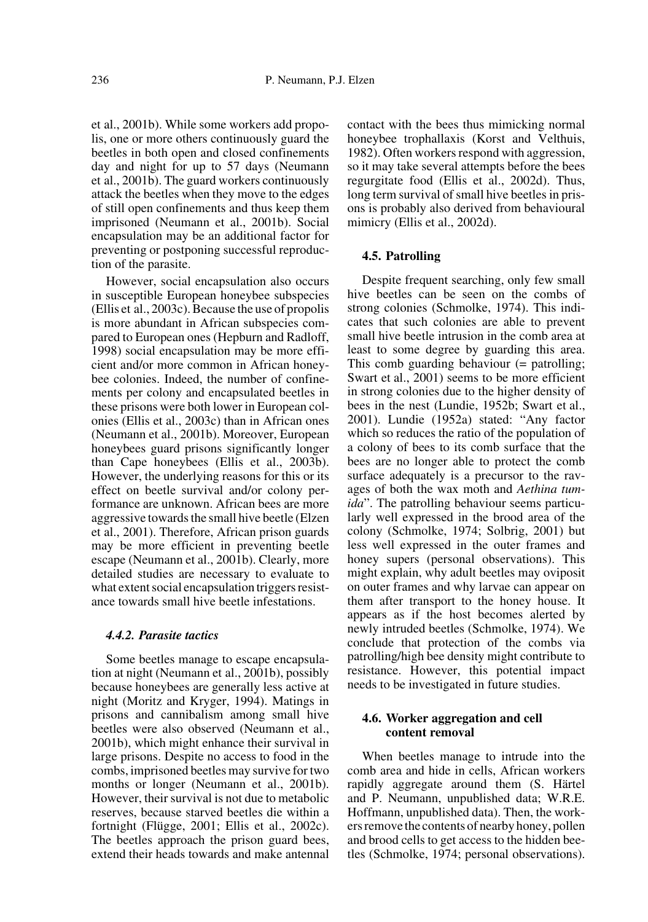et al., 2001b). While some workers add propolis, one or more others continuously guard the beetles in both open and closed confinements day and night for up to 57 days (Neumann et al., 2001b). The guard workers continuously attack the beetles when they move to the edges of still open confinements and thus keep them imprisoned (Neumann et al., 2001b). Social encapsulation may be an additional factor for preventing or postponing successful reproduction of the parasite.

However, social encapsulation also occurs in susceptible European honeybee subspecies (Ellis et al., 2003c). Because the use of propolis is more abundant in African subspecies compared to European ones (Hepburn and Radloff, 1998) social encapsulation may be more efficient and/or more common in African honeybee colonies. Indeed, the number of confinements per colony and encapsulated beetles in these prisons were both lower in European colonies (Ellis et al., 2003c) than in African ones (Neumann et al., 2001b). Moreover, European honeybees guard prisons significantly longer than Cape honeybees (Ellis et al., 2003b). However, the underlying reasons for this or its effect on beetle survival and/or colony performance are unknown. African bees are more aggressive towards the small hive beetle (Elzen et al., 2001). Therefore, African prison guards may be more efficient in preventing beetle escape (Neumann et al., 2001b). Clearly, more detailed studies are necessary to evaluate to what extent social encapsulation triggers resistance towards small hive beetle infestations.

#### *4.4.2. Parasite tactics*

Some beetles manage to escape encapsulation at night (Neumann et al., 2001b), possibly because honeybees are generally less active at night (Moritz and Kryger, 1994). Matings in prisons and cannibalism among small hive beetles were also observed (Neumann et al., 2001b), which might enhance their survival in large prisons. Despite no access to food in the combs, imprisoned beetles may survive for two months or longer (Neumann et al., 2001b). However, their survival is not due to metabolic reserves, because starved beetles die within a fortnight (Flügge, 2001; Ellis et al., 2002c). The beetles approach the prison guard bees, extend their heads towards and make antennal contact with the bees thus mimicking normal honeybee trophallaxis (Korst and Velthuis, 1982). Often workers respond with aggression, so it may take several attempts before the bees regurgitate food (Ellis et al., 2002d). Thus, long term survival of small hive beetles in prisons is probably also derived from behavioural mimicry (Ellis et al., 2002d).

### **4.5. Patrolling**

Despite frequent searching, only few small hive beetles can be seen on the combs of strong colonies (Schmolke, 1974). This indicates that such colonies are able to prevent small hive beetle intrusion in the comb area at least to some degree by guarding this area. This comb guarding behaviour (= patrolling; Swart et al., 2001) seems to be more efficient in strong colonies due to the higher density of bees in the nest (Lundie, 1952b; Swart et al., 2001). Lundie (1952a) stated: "Any factor which so reduces the ratio of the population of a colony of bees to its comb surface that the bees are no longer able to protect the comb surface adequately is a precursor to the ravages of both the wax moth and *Aethina tumida*". The patrolling behaviour seems particularly well expressed in the brood area of the colony (Schmolke, 1974; Solbrig, 2001) but less well expressed in the outer frames and honey supers (personal observations). This might explain, why adult beetles may oviposit on outer frames and why larvae can appear on them after transport to the honey house. It appears as if the host becomes alerted by newly intruded beetles (Schmolke, 1974). We conclude that protection of the combs via patrolling/high bee density might contribute to resistance. However, this potential impact needs to be investigated in future studies.

### **4.6. Worker aggregation and cell content removal**

When beetles manage to intrude into the comb area and hide in cells, African workers rapidly aggregate around them (S. Härtel and P. Neumann, unpublished data; W.R.E. Hoffmann, unpublished data). Then, the workers remove the contents of nearby honey, pollen and brood cells to get access to the hidden beetles (Schmolke, 1974; personal observations).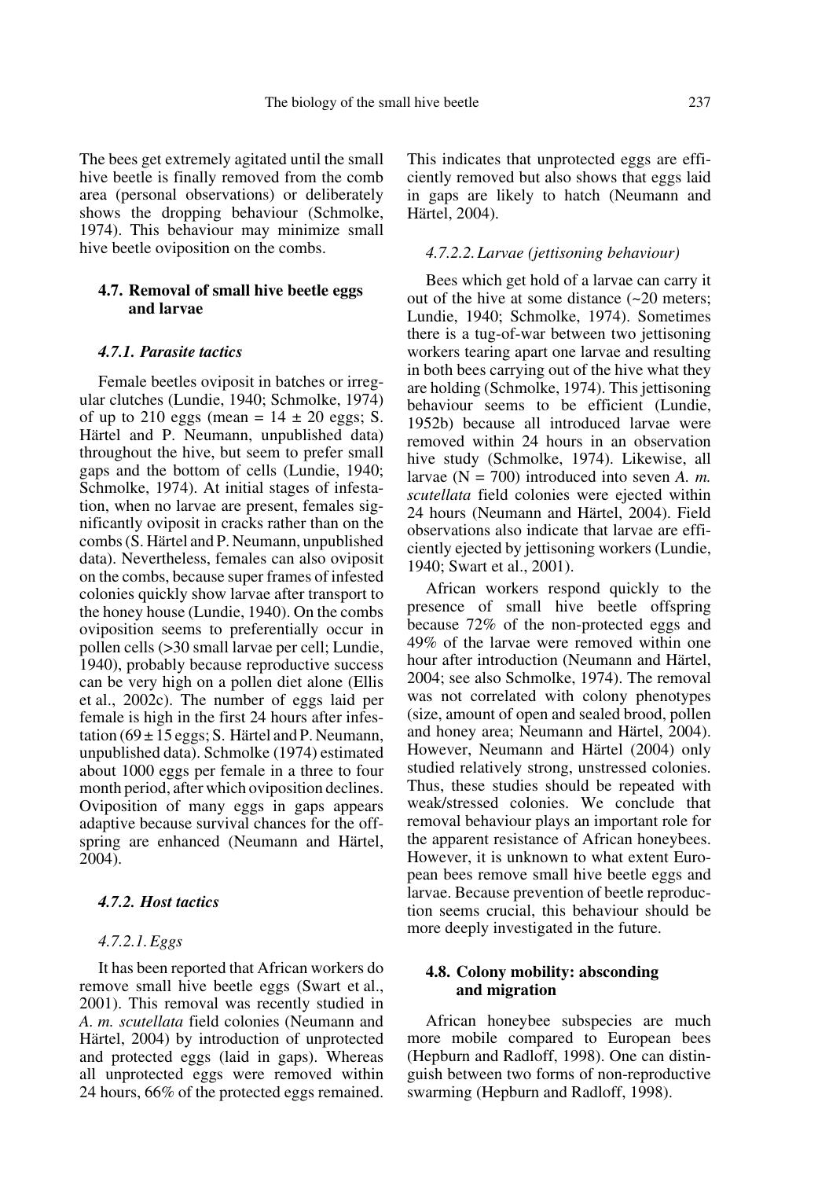The bees get extremely agitated until the small hive beetle is finally removed from the comb area (personal observations) or deliberately shows the dropping behaviour (Schmolke, 1974). This behaviour may minimize small hive beetle oviposition on the combs.

## 4.7. Removal of small hive beetle eggs and larvae

### *4.7.1. Parasite tactics*

Female beetles oviposit in batches or irregular clutches (Lundie, 1940; Schmolke, 1974) of up to 210 eggs (mean = 14 ± 20 eggs; S. Härtel and P. Neumann, unpublished data) throughout the hive, but seem to prefer small gaps and the bottom of cells (Lundie, 1940; Schmolke, 1974). At initial stages of infestation, when no larvae are present, females significantly oviposit in cracks rather than on the combs (S. Härtel and P. Neumann, unpublished data). Nevertheless, females can also oviposit on the combs, because super frames of infested colonies quickly show larvae after transport to the honey house (Lundie, 1940). On the combs oviposition seems to preferentially occur in pollen cells (>30 small larvae per cell; Lundie, 1940), probably because reproductive success can be very high on a pollen diet alone (Ellis et al., 2002c). The number of eggs laid per female is high in the first 24 hours after infestation (69 ± 15 eggs; S. Härtel and P. Neumann, unpublished data). Schmolke (1974) estimated about 1000 eggs per female in a three to four month period, after which oviposition declines. Oviposition of many eggs in gaps appears adaptive because survival chances for the offspring are enhanced (Neumann and Härtel, 2004).

### *4.7.2. Host tactics*

#### *4.7.2.1. Eggs*

It has been reported that African workers do remove small hive beetle eggs (Swart et al., 2001). This removal was recently studied in *A. m. scutellata* field colonies (Neumann and Härtel, 2004) by introduction of unprotected and protected eggs (laid in gaps). Whereas all unprotected eggs were removed within 24 hours, 66% of the protected eggs remained. This indicates that unprotected eggs are efficiently removed but also shows that eggs laid in gaps are likely to hatch (Neumann and Härtel, 2004).

#### *4.7.2.2. Larvae (jettisoning behaviour)*

Bees which get hold of a larvae can carry it out of the hive at some distance (~20 meters; Lundie, 1940; Schmolke, 1974). Sometimes there is a tug-of-war between two jettisoning workers tearing apart one larvae and resulting in both bees carrying out of the hive what they are holding (Schmolke, 1974). This jettisoning behaviour seems to be efficient (Lundie, 1952b) because all introduced larvae were removed within 24 hours in an observation hive study (Schmolke, 1974). Likewise, all larvae (N = 700) introduced into seven *A. m. scutellata* field colonies were ejected within 24 hours (Neumann and Härtel, 2004). Field observations also indicate that larvae are efficiently ejected by jettisoning workers (Lundie, 1940; Swart et al., 2001).

African workers respond quickly to the presence of small hive beetle offspring because 72% of the non-protected eggs and 49% of the larvae were removed within one hour after introduction (Neumann and Härtel, 2004; see also Schmolke, 1974). The removal was not correlated with colony phenotypes (size, amount of open and sealed brood, pollen and honey area; Neumann and Härtel, 2004). However, Neumann and Härtel (2004) only studied relatively strong, unstressed colonies. Thus, these studies should be repeated with weak/stressed colonies. We conclude that removal behaviour plays an important role for the apparent resistance of African honeybees. However, it is unknown to what extent European bees remove small hive beetle eggs and larvae. Because prevention of beetle reproduction seems crucial, this behaviour should be more deeply investigated in the future.

## 4.8. Colony mobility: absconding and migration

African honeybee subspecies are much more mobile compared to European bees (Hepburn and Radloff, 1998). One can distinguish between two forms of non-reproductive swarming (Hepburn and Radloff, 1998).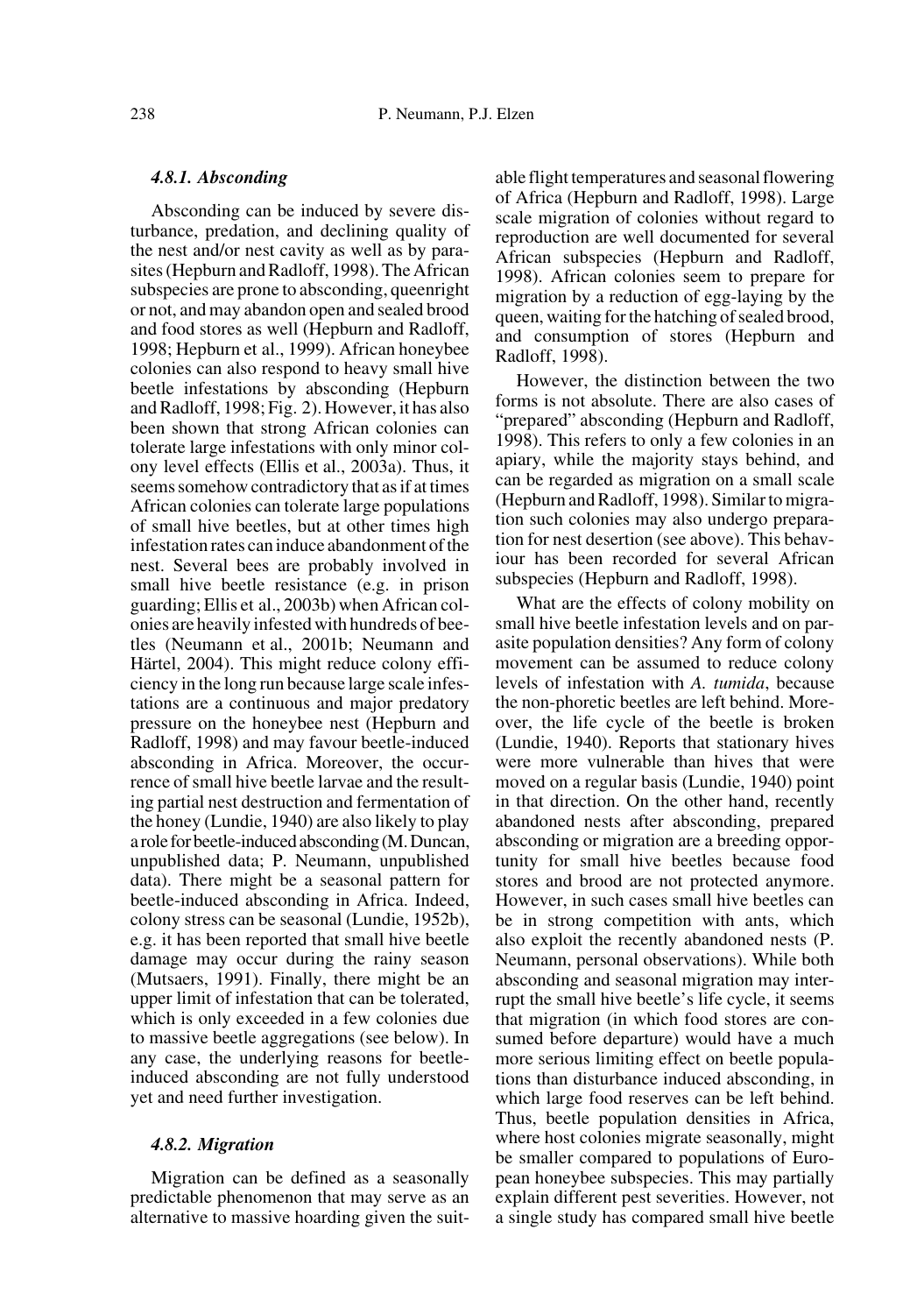#### 4.8.1. Absconding

Absconding can be induced by severe disturbance, predation, and declining quality of the nest and/or nest cavity as well as by parasites (Hepburn and Radloff, 1998). The African subspecies are prone to absconding, queenright or not, and may abandon open and sealed brood and food stores as well (Hepburn and Radloff, 1998; Hepburn et al., 1999). African honeybee colonies can also respond to heavy small hive beetle infestations by absconding (Hepburn and Radloff, 1998; Fig. 2). However, it has also been shown that strong African colonies can tolerate large infestations with only minor colony level effects (Ellis et al., 2003a). Thus, it seems somehow contradictory that as if at times African colonies can tolerate large populations of small hive beetles, but at other times high infestation rates can induce abandonment of the nest. Several bees are probably involved in small hive beetle resistance (e.g. in prison guarding; Ellis et al., 2003b) when African colonies are heavily infested with hundreds of beetles (Neumann et al., 2001b; Neumann and Härtel, 2004). This might reduce colony efficiency in the long run because large scale infestations are a continuous and major predatory pressure on the honeybee nest (Hepburn and Radloff, 1998) and may favour beetle-induced absconding in Africa. Moreover, the occurrence of small hive beetle larvae and the resulting partial nest destruction and fermentation of the honey (Lundie, 1940) are also likely to play a role for beetle-induced absconding (M. Duncan, unpublished data; P. Neumann, unpublished data). There might be a seasonal pattern for beetle-induced absconding in Africa. Indeed, colony stress can be seasonal (Lundie, 1952b), e.g. it has been reported that small hive beetle damage may occur during the rainy season (Mutsaers, 1991). Finally, there might be an upper limit of infestation that can be tolerated, which is only exceeded in a few colonies due to massive beetle aggregations (see below). In any case, the underlying reasons for beetle-induced absconding are not fully understood yet and need further investigation.

#### 4.8.2. Migration

Migration can be defined as a seasonally predictable phenomenon that may serve as an alternative to massive hoarding given the suitable flight temperatures and seasonal flowering of Africa (Hepburn and Radloff, 1998). Large scale migration of colonies without regard to reproduction are well documented for several African subspecies (Hepburn and Radloff, 1998). African colonies seem to prepare for migration by a reduction of egg-laying by the queen, waiting for the hatching of sealed brood, and consumption of stores (Hepburn and Radloff, 1998).

However, the distinction between the two forms is not absolute. There are also cases of "prepared" absconding (Hepburn and Radloff, 1998). This refers to only a few colonies in an apiary, while the majority stays behind, and can be regarded as migration on a small scale (Hepburn and Radloff, 1998). Similar to migration such colonies may also undergo preparation for nest desertion (see above). This behaviour has been recorded for several African subspecies (Hepburn and Radloff, 1998).

What are the effects of colony mobility on small hive beetle infestation levels and on parasite population densities? Any form of colony movement can be assumed to reduce colony levels of infestation with *A. tumida*, because the non-phoretic beetles are left behind. Moreover, the life cycle of the beetle is broken (Lundie, 1940). Reports that stationary hives were more vulnerable than hives that were moved on a regular basis (Lundie, 1940) point in that direction. On the other hand, recently abandoned nests after absconding, prepared absconding or migration are a breeding opportunity for small hive beetles because food stores and brood are not protected anymore. However, in such cases small hive beetles can be in strong competition with ants, which also exploit the recently abandoned nests (P. Neumann, personal observations). While both absconding and seasonal migration may interrupt the small hive beetle's life cycle, it seems that migration (in which food stores are consumed before departure) would have a much more serious limiting effect on beetle populations than disturbance induced absconding, in which large food reserves can be left behind. Thus, beetle population densities in Africa, where host colonies migrate seasonally, might be smaller compared to populations of European honeybee subspecies. This may partially explain different pest severities. However, not a single study has compared small hive beetle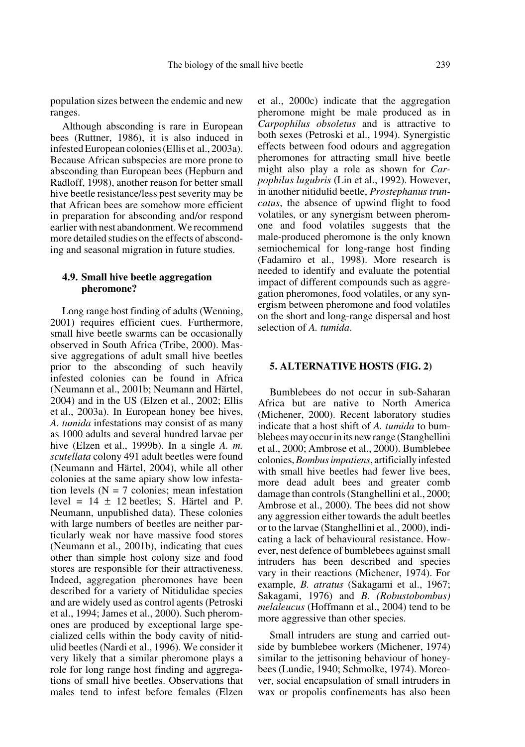population sizes between the endemic and new ranges.

Although absconding is rare in European bees (Ruttner, 1986), it is also induced in infested European colonies (Ellis et al., 2003a). Because African subspecies are more prone to absconding than European bees (Hepburn and Radloff, 1998), another reason for better small hive beetle resistance/less pest severity may be that African bees are somehow more efficient in preparation for absconding and/or respond earlier with nest abandonment. We recommend more detailed studies on the effects of absconding and seasonal migration in future studies.

### 4.9. Small hive beetle aggregation pheromone?

Long range host finding of adults (Wenning, 2001) requires efficient cues. Furthermore, small hive beetle swarms can be occasionally observed in South Africa (Tribe, 2000). Massive aggregations of adult small hive beetles prior to the absconding of such heavily infested colonies can be found in Africa (Neumann et al., 2001b; Neumann and Härtel, 2004) and in the US (Elzen et al., 2002; Ellis et al., 2003a). In European honey bee hives, *A. tumida* infestations may consist of as many as 1000 adults and several hundred larvae per hive (Elzen et al., 1999b). In a single *A. m. scutellata* colony 491 adult beetles were found (Neumann and Härtel, 2004), while all other colonies at the same apiary show low infestation levels (N = 7 colonies; mean infestation level = 14 ± 12 beetles; S. Härtel and P. Neumann, unpublished data). These colonies with large numbers of beetles are neither particularly weak nor have massive food stores (Neumann et al., 2001b), indicating that cues other than simple host colony size and food stores are responsible for their attractiveness. Indeed, aggregation pheromones have been described for a variety of Nitidulidae species and are widely used as control agents (Petroski et al., 1994; James et al., 2000). Such pheromones are produced by exceptional large specialized cells within the body cavity of nitidulid beetles (Nardi et al., 1996). We consider it very likely that a similar pheromone plays a role for long range host finding and aggregations of small hive beetles. Observations that males tend to infest before females (Elzen et al., 2000c) indicate that the aggregation pheromone might be male produced as in *Carpophilus obsoletus* and is attractive to both sexes (Petroski et al., 1994). Synergistic effects between food odours and aggregation pheromones for attracting small hive beetle might also play a role as shown for *Carpophilus lugubris* (Lin et al., 1992). However, in another nitidulid beetle, *Prostephanus truncatus*, the absence of upwind flight to food volatiles, or any synergism between pheromone and food volatiles suggests that the male-produced pheromone is the only known semiochemical for long-range host finding (Fadamiro et al., 1998). More research is needed to identify and evaluate the potential impact of different compounds such as aggregation pheromones, food volatiles, or any synergism between pheromone and food volatiles on the short and long-range dispersal and host selection of *A. tumida*.

## 5. ALTERNATIVE HOSTS (FIG. 2)

Bumblebees do not occur in sub-Saharan Africa but are native to North America (Michener, 2000). Recent laboratory studies indicate that a host shift of *A. tumida* to bumblebees may occur in its new range (Stanghellini et al., 2000; Ambrose et al., 2000). Bumblebee colonies, *Bombus impatiens*, artificially infested with small hive beetles had fewer live bees, more dead adult bees and greater comb damage than controls (Stanghellini et al., 2000; Ambrose et al., 2000). The bees did not show any aggression either towards the adult beetles or to the larvae (Stanghellini et al., 2000), indicating a lack of behavioural resistance. However, nest defence of bumblebees against small intruders has been described and species vary in their reactions (Michener, 1974). For example, *B. atratus* (Sakagami et al., 1967; Sakagami, 1976) and *B. (Robustobombus) melaleucus* (Hoffmann et al., 2004) tend to be more aggressive than other species.

Small intruders are stung and carried outside by bumblebee workers (Michener, 1974) similar to the jettisoning behaviour of honeybees (Lundie, 1940; Schmolke, 1974). Moreover, social encapsulation of small intruders in wax or propolis confinements has also been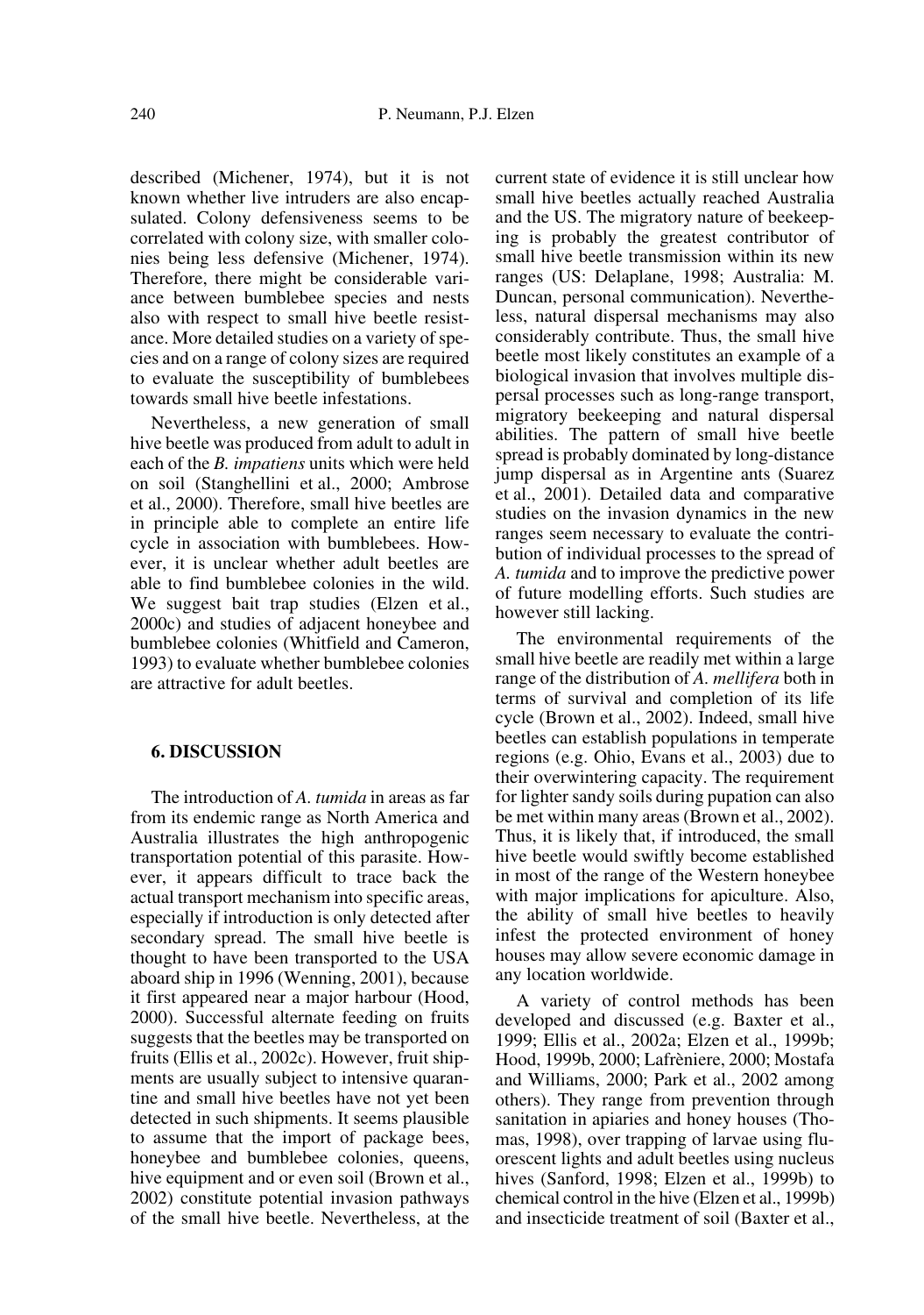described (Michener, 1974), but it is not known whether live intruders are also encapsulated. Colony defensiveness seems to be correlated with colony size, with smaller colonies being less defensive (Michener, 1974). Therefore, there might be considerable variance between bumblebee species and nests also with respect to small hive beetle resistance. More detailed studies on a variety of species and on a range of colony sizes are required to evaluate the susceptibility of bumblebees towards small hive beetle infestations.

Nevertheless, a new generation of small hive beetle was produced from adult to adult in each of the *B. impatiens* units which were held on soil (Stanghellini et al., 2000; Ambrose et al., 2000). Therefore, small hive beetles are in principle able to complete an entire life cycle in association with bumblebees. However, it is unclear whether adult beetles are able to find bumblebee colonies in the wild. We suggest bait trap studies (Elzen et al., 2000c) and studies of adjacent honeybee and bumblebee colonies (Whitfield and Cameron, 1993) to evaluate whether bumblebee colonies are attractive for adult beetles.

## 6. DISCUSSION

The introduction of *A. tumida* in areas as far from its endemic range as North America and Australia illustrates the high anthropogenic transportation potential of this parasite. However, it appears difficult to trace back the actual transport mechanism into specific areas, especially if introduction is only detected after secondary spread. The small hive beetle is thought to have been transported to the USA aboard ship in 1996 (Wenning, 2001), because it first appeared near a major harbour (Hood, 2000). Successful alternate feeding on fruits suggests that the beetles may be transported on fruits (Ellis et al., 2002c). However, fruit shipments are usually subject to intensive quarantine and small hive beetles have not yet been detected in such shipments. It seems plausible to assume that the import of package bees, honeybee and bumblebee colonies, queens, hive equipment and or even soil (Brown et al., 2002) constitute potential invasion pathways of the small hive beetle. Nevertheless, at the current state of evidence it is still unclear how small hive beetles actually reached Australia and the US. The migratory nature of beekeeping is probably the greatest contributor of small hive beetle transmission within its new ranges (US: Delaplane, 1998; Australia: M. Duncan, personal communication). Nevertheless, natural dispersal mechanisms may also considerably contribute. Thus, the small hive beetle most likely constitutes an example of a biological invasion that involves multiple dispersal processes such as long-range transport, migratory beekeeping and natural dispersal abilities. The pattern of small hive beetle spread is probably dominated by long-distance jump dispersal as in Argentine ants (Suarez et al., 2001). Detailed data and comparative studies on the invasion dynamics in the new ranges seem necessary to evaluate the contribution of individual processes to the spread of *A. tumida* and to improve the predictive power of future modelling efforts. Such studies are however still lacking.

The environmental requirements of the small hive beetle are readily met within a large range of the distribution of *A. mellifera* both in terms of survival and completion of its life cycle (Brown et al., 2002). Indeed, small hive beetles can establish populations in temperate regions (e.g. Ohio, Evans et al., 2003) due to their overwintering capacity. The requirement for lighter sandy soils during pupation can also be met within many areas (Brown et al., 2002). Thus, it is likely that, if introduced, the small hive beetle would swiftly become established in most of the range of the Western honeybee with major implications for apiculture. Also, the ability of small hive beetles to heavily infest the protected environment of honey houses may allow severe economic damage in any location worldwide.

A variety of control methods has been developed and discussed (e.g. Baxter et al., 1999; Ellis et al., 2002a; Elzen et al., 1999b; Hood, 1999b, 2000; Lafrèniere, 2000; Mostafa and Williams, 2000; Park et al., 2002 among others). They range from prevention through sanitation in apiaries and honey houses (Thomas, 1998), over trapping of larvae using fluorescent lights and adult beetles using nucleus hives (Sanford, 1998; Elzen et al., 1999b) to chemical control in the hive (Elzen et al., 1999b) and insecticide treatment of soil (Baxter et al.,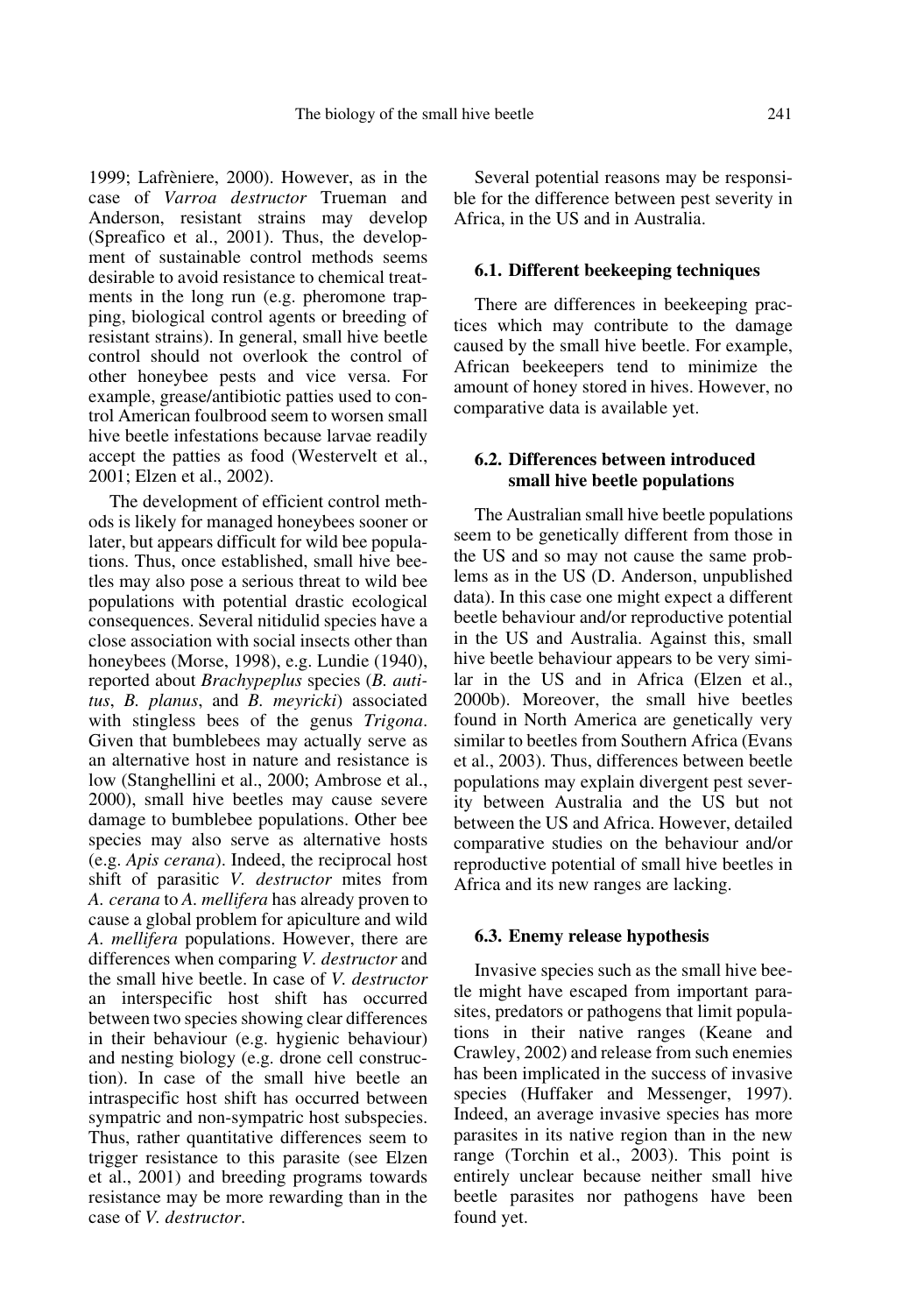1999; Lafrèniere, 2000). However, as in the case of *Varroa destructor* Trueman and Anderson, resistant strains may develop (Spreafico et al., 2001). Thus, the development of sustainable control methods seems desirable to avoid resistance to chemical treatments in the long run (e.g. pheromone trapping, biological control agents or breeding of resistant strains). In general, small hive beetle control should not overlook the control of other honeybee pests and vice versa. For example, grease/antibiotic patties used to control American foulbrood seem to worsen small hive beetle infestations because larvae readily accept the patties as food (Westervelt et al., 2001; Elzen et al., 2002).

The development of efficient control methods is likely for managed honeybees sooner or later, but appears difficult for wild bee populations. Thus, once established, small hive beetles may also pose a serious threat to wild bee populations with potential drastic ecological consequences. Several nitidulid species have a close association with social insects other than honeybees (Morse, 1998), e.g. Lundie (1940), reported about *Brachypeplus* species (*B. auritus*, *B. planus*, and *B. meyricki*) associated with stingless bees of the genus *Trigona*. Given that bumblebees may actually serve as an alternative host in nature and resistance is low (Stanghellini et al., 2000; Ambrose et al., 2000), small hive beetles may cause severe damage to bumblebee populations. Other bee species may also serve as alternative hosts (e.g. *Apis cerana*). Indeed, the reciprocal host shift of parasitic *V. destructor* mites from *A. cerana* to *A. mellifera* has already proven to cause a global problem for apiculture and wild *A. mellifera* populations. However, there are differences when comparing *V. destructor* and the small hive beetle. In case of *V. destructor* an interspecific host shift has occurred between two species showing clear differences in their behaviour (e.g. hygienic behaviour) and nesting biology (e.g. drone cell construction). In case of the small hive beetle an intraspecific host shift has occurred between sympatric and non-sympatric host subspecies. Thus, rather quantitative differences seem to trigger resistance to this parasite (see Elzen et al., 2001) and breeding programs towards resistance may be more rewarding than in the case of *V. destructor*.

Several potential reasons may be responsible for the difference between pest severity in Africa, in the US and in Australia.

### 6.1. Different beekeeping techniques

There are differences in beekeeping practices which may contribute to the damage caused by the small hive beetle. For example, African beekeepers tend to minimize the amount of honey stored in hives. However, no comparative data is available yet.

### 6.2. Differences between introduced small hive beetle populations

The Australian small hive beetle populations seem to be genetically different from those in the US and so may not cause the same problems as in the US (D. Anderson, unpublished data). In this case one might expect a different beetle behaviour and/or reproductive potential in the US and Australia. Against this, small hive beetle behaviour appears to be very similar in the US and in Africa (Elzen et al., 2000b). Moreover, the small hive beetles found in North America are genetically very similar to beetles from Southern Africa (Evans et al., 2003). Thus, differences between beetle populations may explain divergent pest severity between Australia and the US but not between the US and Africa. However, detailed comparative studies on the behaviour and/or reproductive potential of small hive beetles in Africa and its new ranges are lacking.

### 6.3. Enemy release hypothesis

Invasive species such as the small hive beetle might have escaped from important parasites, predators or pathogens that limit populations in their native ranges (Keane and Crawley, 2002) and release from such enemies has been implicated in the success of invasive species (Huffaker and Messenger, 1997). Indeed, an average invasive species has more parasites in its native region than in the new range (Torchin et al., 2003). This point is entirely unclear because neither small hive beetle parasites nor pathogens have been found yet.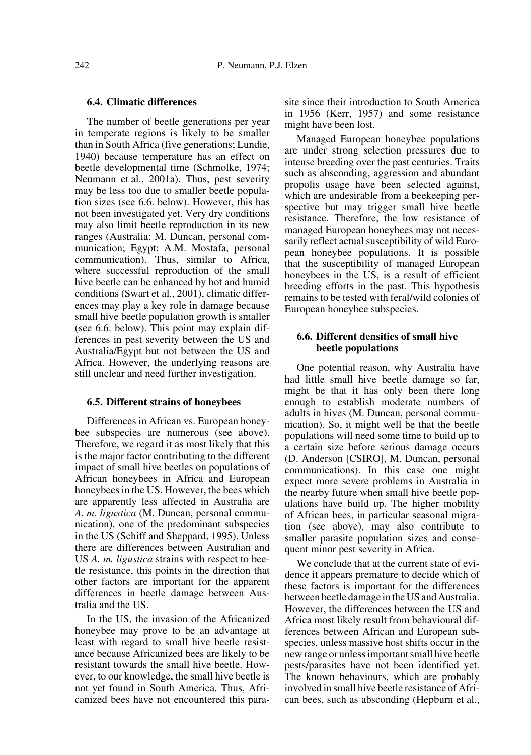### 6.4. Climatic differences

The number of beetle generations per year in temperate regions is likely to be smaller than in South Africa (five generations; Lundie, 1940) because temperature has an effect on beetle developmental time (Schmolke, 1974; Neumann et al., 2001a). Thus, pest severity may be less too due to smaller beetle population sizes (see 6.6. below). However, this has not been investigated yet. Very dry conditions may also limit beetle reproduction in its new ranges (Australia: M. Duncan, personal communication; Egypt: A.M. Mostafa, personal communication). Thus, similar to Africa, where successful reproduction of the small hive beetle can be enhanced by hot and humid conditions (Swart et al., 2001), climatic differences may play a key role in damage because small hive beetle population growth is smaller (see 6.6. below). This point may explain differences in pest severity between the US and Australia/Egypt but not between the US and Africa. However, the underlying reasons are still unclear and need further investigation.

### 6.5. Different strains of honeybees

Differences in African vs. European honeybee subspecies are numerous (see above). Therefore, we regard it as most likely that this is the major factor contributing to the different impact of small hive beetles on populations of African honeybees in Africa and European honeybees in the US. However, the bees which are apparently less affected in Australia are *A. m. ligustica* (M. Duncan, personal communication), one of the predominant subspecies in the US (Schiff and Sheppard, 1995). Unless there are differences between Australian and US *A. m. ligustica* strains with respect to beetle resistance, this points in the direction that other factors are important for the apparent differences in beetle damage between Australia and the US.

In the US, the invasion of the Africanized honeybee may prove to be an advantage at least with regard to small hive beetle resistance because Africanized bees are likely to be resistant towards the small hive beetle. However, to our knowledge, the small hive beetle is not yet found in South America. Thus, Africanized bees have not encountered this parasite since their introduction to South America in 1956 (Kerr, 1957) and some resistance might have been lost.

Managed European honeybee populations are under strong selection pressures due to intense breeding over the past centuries. Traits such as absconding, aggression and abundant propolis usage have been selected against, which are undesirable from a beekeeping perspective but may trigger small hive beetle resistance. Therefore, the low resistance of managed European honeybees may not necessarily reflect actual susceptibility of wild European honeybee populations. It is possible that the susceptibility of managed European honeybees in the US, is a result of efficient breeding efforts in the past. This hypothesis remains to be tested with feral/wild colonies of European honeybee subspecies.

### 6.6. Different densities of small hive beetle populations

One potential reason, why Australia have had little small hive beetle damage so far, might be that it has only been there long enough to establish moderate numbers of adults in hives (M. Duncan, personal communication). So, it might well be that the beetle populations will need some time to build up to a certain size before serious damage occurs (D. Anderson [CSIRO], M. Duncan, personal communications). In this case one might expect more severe problems in Australia in the nearby future when small hive beetle populations have build up. The higher mobility of African bees, in particular seasonal migration (see above), may also contribute to smaller parasite population sizes and consequent minor pest severity in Africa.

We conclude that at the current state of evidence it appears premature to decide which of these factors is important for the differences between beetle damage in the US and Australia. However, the differences between the US and Africa most likely result from behavioural differences between African and European subspecies, unless massive host shifts occur in the new range or unless important small hive beetle pests/parasites have not been identified yet. The known behaviours, which are probably involved in small hive beetle resistance of African bees, such as absconding (Hepburn et al.,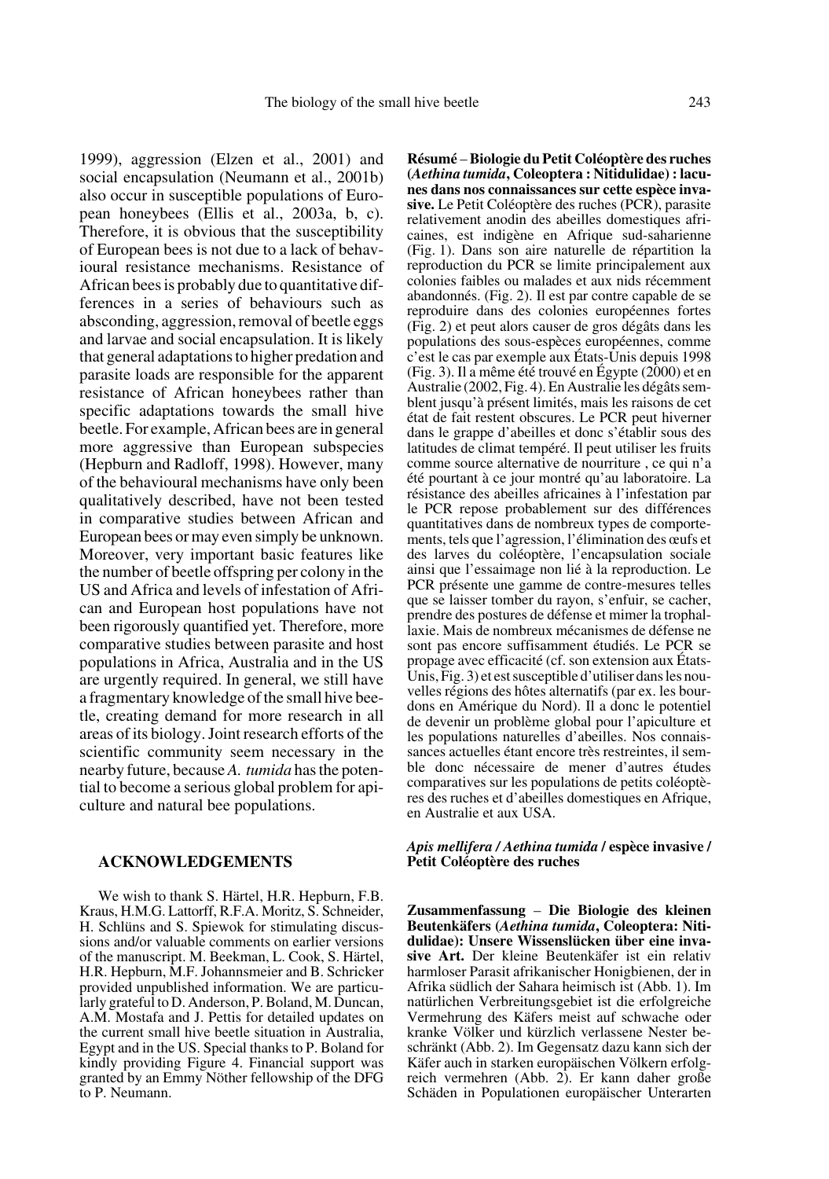1999), aggression (Elzen et al., 2001) and social encapsulation (Neumann et al., 2001b) also occur in susceptible populations of European honeybees (Ellis et al., 2003a, b, c). Therefore, it is obvious that the susceptibility of European bees is not due to a lack of behavioural resistance mechanisms. Resistance of African bees is probably due to quantitative differences in a series of behaviours such as absconding, aggression, removal of beetle eggs and larvae and social encapsulation. It is likely that general adaptations to higher predation and parasite loads are responsible for the apparent resistance of African honeybees rather than specific adaptations towards the small hive beetle. For example, African bees are in general more aggressive than European subspecies (Hepburn and Radloff, 1998). However, many of the behavioural mechanisms have only been qualitatively described, have not been tested in comparative studies between African and European bees or may even simply be unknown. Moreover, very important basic features like the number of beetle offspring per colony in the US and Africa and levels of infestation of African and European host populations have not been rigorously quantified yet. Therefore, more comparative studies between parasite and host populations in Africa, Australia and in the US are urgently required. In general, we still have a fragmentary knowledge of the small hive beetle, creating demand for more research in all areas of its biology. Joint research efforts of the scientific community seem necessary in the nearby future, because *A. tumida* has the potential to become a serious global problem for apiculture and natural bee populations.

## ACKNOWLEDGEMENTS

We wish to thank S. Härtel, H.R. Hepburn, F.B. Kraus, H.M.G. Lattorff, R.F.A. Moritz, S. Schneider, H. Schlüns and S. Spiewok for stimulating discussions and/or valuable comments on earlier versions of the manuscript. M. Beekman, L. Cook, S. Härtel, H.R. Hepburn, M.F. Johannsmeier and B. Schricker provided unpublished information. We are particularly grateful to D. Anderson, P. Boland, M. Duncan, A.M. Mostafa and J. Pettis for detailed updates on the current small hive beetle situation in Australia, Egypt and in the US. Special thanks to P. Boland for kindly providing Figure 4. Financial support was granted by an Emmy Nöther fellowship of the DFG to P. Neumann.

**Résumé** – **Biologie du Petit Coléoptère des ruches (*Aethina tumida*, Coleoptera : Nitidulidae) : lacunes dans nos connaissances sur cette espèce invasive.** Le Petit Coléoptère des ruches (PCR), parasite relativement anodin des abeilles domestiques africaines, est indigène en Afrique sud-saharienne (Fig. 1). Dans son aire naturelle de répartition la reproduction du PCR se limite principalement aux colonies faibles ou malades et aux nids récemment abandonnés. (Fig. 2). Il est par contre capable de se reproduire dans des colonies européennes fortes (Fig. 2) et peut alors causer de gros dégâts dans les populations des sous-espèces européennes, comme c'est le cas par exemple aux États-Unis depuis 1998 (Fig. 3). Il a même été trouvé en Égypte (2000) et en Australie (2002, Fig. 4). En Australie les dégâts semblent jusqu'à présent limités, mais les raisons de cet état de fait restent obscures. Le PCR peut hiverner dans le grappe d'abeilles et donc s'établir sous des latitudes de climat tempéré. Il peut utiliser les fruits comme source alternative de nourriture , ce qui n'a été pourtant à ce jour montré qu'au laboratoire. La résistance des abeilles africaines à l'infestation par le PCR repose probablement sur des différences quantitatives dans de nombreux types de comportements, tels que l'agression, l'élimination des œufs et des larves du coléoptère, l'encapsulation sociale ainsi que l'essaimage non lié à la reproduction. Le PCR présente une gamme de contre-mesures telles que se laisser tomber du rayon, s'enfuir, se cacher, prendre des postures de défense et mimer la trophallaxie. Mais de nombreux mécanismes de défense ne sont pas encore suffisamment étudiés. Le PCR se propage avec efficacité (cf. son extension aux États-Unis, Fig. 3) et est susceptible d'utiliser dans les nouvelles régions des hôtes alternatifs (par ex. les bourdons en Amérique du Nord). Il a donc le potentiel de devenir un problème global pour l'apiculture et les populations naturelles d'abeilles. Nos connaissances actuelles étant encore très restreintes, il semble donc nécessaire de mener d'autres études comparatives sur les populations de petits coléoptères des ruches et d'abeilles domestiques en Afrique, en Australie et aux USA.

***Apis mellifera* / *Aethina tumida* / espèce invasive / Petit Coléoptère des ruches**

**Zusammenfassung** – **Die Biologie des kleinen Beutenkäfers (*Aethina tumida*, Coleoptera: Nitidulidae): Unsere Wissenslücken über eine invasive Art.** Der kleine Beutenkäfer ist ein relativ harmloser Parasit afrikanischer Honigbienen, der in Afrika südlich der Sahara heimisch ist (Abb. 1). Im natürlichen Verbreitungsgebiet ist die erfolgreiche Vermehrung des Käfers meist auf schwache oder kranke Völker und kürzlich verlassene Nester beschränkt (Abb. 2). Im Gegensatz dazu kann sich der Käfer auch in starken europäischen Völkern erfolgreich vermehren (Abb. 2). Er kann daher große Schäden in Populationen europäischer Unterarten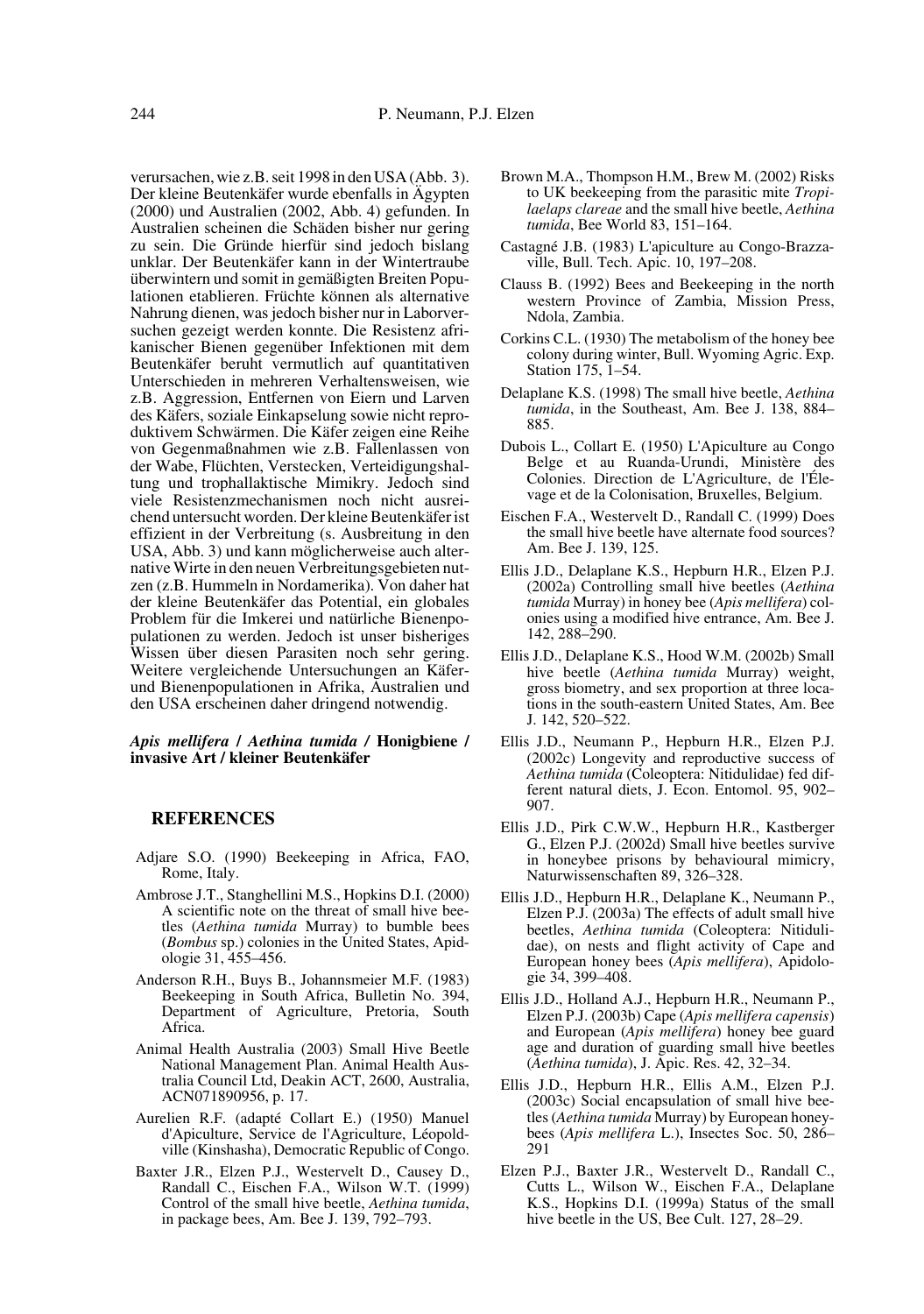verursachen, wie z.B. seit 1998 in den USA (Abb. 3). Der kleine Beutenkäfer wurde ebenfalls in Ägypten (2000) und Australien (2002, Abb. 4) gefunden. In Australien scheinen die Schäden bisher nur gering zu sein. Die Gründe hierfür sind jedoch bislang unklar. Der Beutenkäfer kann in der Wintertraube überwintern und somit in gemäßigten Breiten Populationen etablieren. Früchte können als alternative Nahrung dienen, was jedoch bisher nur in Laborversuchen gezeigt werden konnte. Die Resistenz afrikanischer Bienen gegenüber Infektionen mit dem Beutenkäfer beruht vermutlich auf quantitativen Unterschieden in mehreren Verhaltensweisen, wie z.B. Aggression, Entfernen von Eiern und Larven des Käfers, soziale Einkapselung sowie nicht reproduktivem Schwärmen. Die Käfer zeigen eine Reihe von Gegenmaßnahmen wie z.B. Fallenlassen von der Wabe, Flüchten, Verstecken, Verteidigungshaltung und trophallaktische Mimikry. Jedoch sind viele Resistenzmechanismen noch nicht ausreichend untersucht worden. Der kleine Beutenkäfer ist effizient in der Verbreitung (s. Ausbreitung in den USA, Abb. 3) und kann möglicherweise auch alternative Wirte in den neuen Verbreitungsgebieten nutzen (z.B. Hummeln in Nordamerika). Von daher hat der kleine Beutenkäfer das Potential, ein globales Problem für die Imkerei und natürliche Bienenpopulationen zu werden. Jedoch ist unser bisheriges Wissen über diesen Parasiten noch sehr gering. Weitere vergleichende Untersuchungen an Käfer- und Bienenpopulationen in Afrika, Australien und den USA erscheinen daher dringend notwendig.

***Apis mellifera* / *Aethina tumida* / Honigbiene / invasive Art / kleiner Beutenkäfer**

## REFERENCES

Adjare S.O. (1990) Beekeeping in Africa, FAO, Rome, Italy.

Ambrose J.T., Stanghellini M.S., Hopkins D.I. (2000) A scientific note on the threat of small hive beetles (*Aethina tumida* Murray) to bumble bees (*Bombus* sp.) colonies in the United States, Apidologie 31, 455–456.

Anderson R.H., Buys B., Johannsmeier M.F. (1983) Beekeeping in South Africa, Bulletin No. 394, Department of Agriculture, Pretoria, South Africa.

Animal Health Australia (2003) Small Hive Beetle National Management Plan. Animal Health Australia Council Ltd, Deakin ACT, 2600, Australia, ACN071890956, p. 17.

Aurelien R.F. (adapté Collart E.) (1950) Manuel d'Apiculture, Service de l'Agriculture, Léopoldville (Kinshasha), Democratic Republic of Congo.

Baxter J.R., Elzen P.J., Westervelt D., Causey D., Randall C., Eischen F.A., Wilson W.T. (1999) Control of the small hive beetle, *Aethina tumida*, in package bees, Am. Bee J. 139, 792–793.

Brown M.A., Thompson H.M., Brew M. (2002) Risks to UK beekeeping from the parasitic mite *Tropilaelaps clareae* and the small hive beetle, *Aethina tumida*, Bee World 83, 151–164.

Castagné J.B. (1983) L'apiculture au Congo-Brazzaville, Bull. Tech. Apic. 10, 197–208.

Clauss B. (1992) Bees and Beekeeping in the north western Province of Zambia, Mission Press, Ndola, Zambia.

Corkins C.L. (1930) The metabolism of the honey bee colony during winter, Bull. Wyoming Agric. Exp. Station 175, 1–54.

Delaplane K.S. (1998) The small hive beetle, *Aethina tumida*, in the Southeast, Am. Bee J. 138, 884–885.

Dubois L., Collart E. (1950) L'Apiculture au Congo Belge et au Ruanda-Urundi, Ministère des Colonies. Direction de L'Agriculture, de l'Élevage et de la Colonisation, Bruxelles, Belgium.

Eischen F.A., Westervelt D., Randall C. (1999) Does the small hive beetle have alternate food sources? Am. Bee J. 139, 125.

Ellis J.D., Delaplane K.S., Hepburn H.R., Elzen P.J. (2002a) Controlling small hive beetles (*Aethina tumida* Murray) in honey bee (*Apis mellifera*) colonies using a modified hive entrance, Am. Bee J. 142, 288–290.

Ellis J.D., Delaplane K.S., Hood W.M. (2002b) Small hive beetle (*Aethina tumida* Murray) weight, gross biometry, and sex proportion at three locations in the south-eastern United States, Am. Bee J. 142, 520–522.

Ellis J.D., Neumann P., Hepburn H.R., Elzen P.J. (2002c) Longevity and reproductive success of *Aethina tumida* (Coleoptera: Nitidulidae) fed different natural diets, J. Econ. Entomol. 95, 902–907.

Ellis J.D., Pirk C.W.W., Hepburn H.R., Kastberger G., Elzen P.J. (2002d) Small hive beetles survive in honeybee prisons by behavioural mimicry, Naturwissenschaften 89, 326–328.

Ellis J.D., Hepburn H.R., Delaplane K., Neumann P., Elzen P.J. (2003a) The effects of adult small hive beetles, *Aethina tumida* (Coleoptera: Nitidulidae), on nests and flight activity of Cape and European honey bees (*Apis mellifera*), Apidologie 34, 399–408.

Ellis J.D., Holland A.J., Hepburn H.R., Neumann P., Elzen P.J. (2003b) Cape (*Apis mellifera capensis*) and European (*Apis mellifera*) honey bee guard age and duration of guarding small hive beetles (*Aethina tumida*), J. Apic. Res. 42, 32–34.

Ellis J.D., Hepburn H.R., Ellis A.M., Elzen P.J. (2003c) Social encapsulation of small hive beetles (*Aethina tumida* Murray) by European honeybees (*Apis mellifera* L.), Insectes Soc. 50, 286–291

Elzen P.J., Baxter J.R., Westervelt D., Randall C., Cutts L., Wilson W., Eischen F.A., Delaplane K.S., Hopkins D.I. (1999a) Status of the small hive beetle in the US, Bee Cult. 127, 28–29.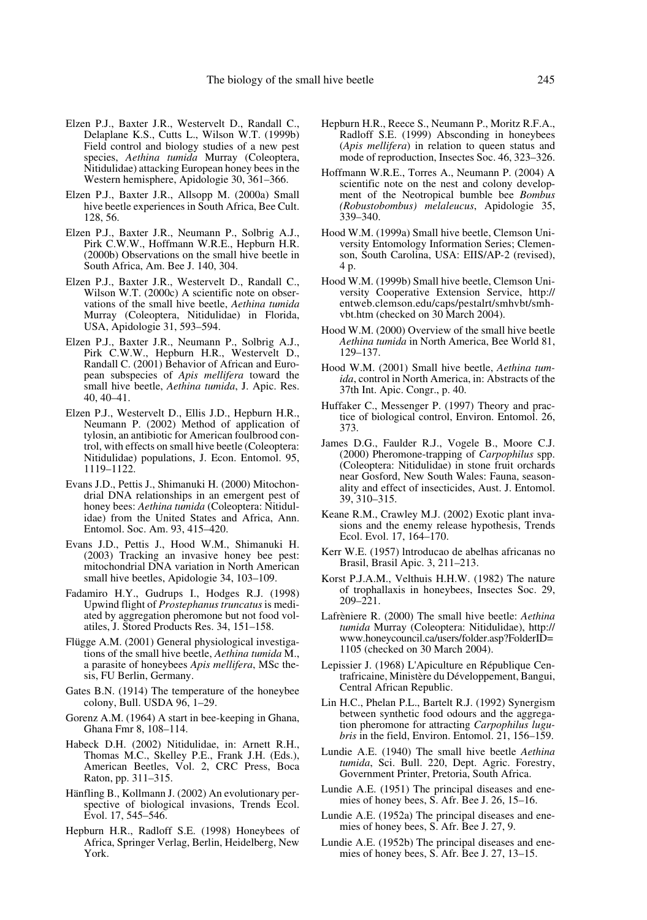Elzen P.J., Baxter J.R., Westervelt D., Randall C., Delaplane K.S., Cutts L., Wilson W.T. (1999b) Field control and biology studies of a new pest species, *Aethina tumida* Murray (Coleoptera, Nitidulidae) attacking European honey bees in the Western hemisphere, Apidologie 30, 361–366.

Elzen P.J., Baxter J.R., Allsopp M. (2000a) Small hive beetle experiences in South Africa, Bee Cult. 128, 56.

Elzen P.J., Baxter J.R., Neumann P., Solbrig A.J., Pirk C.W.W., Hoffmann W.R.E., Hepburn H.R. (2000b) Observations on the small hive beetle in South Africa, Am. Bee J. 140, 304.

Elzen P.J., Baxter J.R., Westervelt D., Randall C., Wilson W.T. (2000c) A scientific note on observations of the small hive beetle, *Aethina tumida* Murray (Coleoptera, Nitidulidae) in Florida, USA, Apidologie 31, 593–594.

Elzen P.J., Baxter J.R., Neumann P., Solbrig A.J., Pirk C.W.W., Hepburn H.R., Westervelt D., Randall C. (2001) Behavior of African and European subspecies of *Apis mellifera* toward the small hive beetle, *Aethina tumida*, J. Apic. Res. 40, 40–41.

Elzen P.J., Westervelt D., Ellis J.D., Hepburn H.R., Neumann P. (2002) Method of application of tylosin, an antibiotic for American foulbrood control, with effects on small hive beetle (Coleoptera: Nitidulidae) populations, J. Econ. Entomol. 95, 1119–1122.

Evans J.D., Pettis J., Shimanuki H. (2000) Mitochondrial DNA relationships in an emergent pest of honey bees: *Aethina tumida* (Coleoptera: Nitidulidae) from the United States and Africa, Ann. Entomol. Soc. Am. 93, 415–420.

Evans J.D., Pettis J., Hood W.M., Shimanuki H. (2003) Tracking an invasive honey bee pest: mitochondrial DNA variation in North American small hive beetles, Apidologie 34, 103–109.

Fadamiro H.Y., Gudrups I., Hodges R.J. (1998) Upwind flight of *Prostephanus truncatus* is mediated by aggregation pheromone but not food volatiles, J. Stored Products Res. 34, 151–158.

Flügge A.M. (2001) General physiological investigations of the small hive beetle, *Aethina tumida* M., a parasite of honeybees *Apis mellifera*, MSc thesis, FU Berlin, Germany.

Gates B.N. (1914) The temperature of the honeybee colony, Bull. USDA 96, 1–29.

Gorenz A.M. (1964) A start in bee-keeping in Ghana, Ghana Fmr 8, 108–114.

Habeck D.H. (2002) Nitidulidae, in: Arnett R.H., Thomas M.C., Skelley P.E., Frank J.H. (Eds.), American Beetles, Vol. 2, CRC Press, Boca Raton, pp. 311–315.

Hänfling B., Kollmann J. (2002) An evolutionary perspective of biological invasions, Trends Ecol. Evol. 17, 545–546.

Hepburn H.R., Radloff S.E. (1998) Honeybees of Africa, Springer Verlag, Berlin, Heidelberg, New York.

Hepburn H.R., Reece S., Neumann P., Moritz R.F.A., Radloff S.E. (1999) Absconding in honeybees (*Apis mellifera*) in relation to queen status and mode of reproduction, Insectes Soc. 46, 323–326.

Hoffmann W.R.E., Torres A., Neumann P. (2004) A scientific note on the nest and colony development of the Neotropical bumble bee *Bombus (Robustobombus) melaleucus*, Apidologie 35, 339–340.

Hood W.M. (1999a) Small hive beetle, Clemson University Entomology Information Series; Clemenson, South Carolina, USA: EIIS/AP-2 (revised), 4 p.

Hood W.M. (1999b) Small hive beetle, Clemson University Cooperative Extension Service, http://entweb.clemson.edu/caps/pestalrt/smhvbt/smhvbt.htm (checked on 30 March 2004).

Hood W.M. (2000) Overview of the small hive beetle *Aethina tumida* in North America, Bee World 81, 129–137.

Hood W.M. (2001) Small hive beetle, *Aethina tumida*, control in North America, in: Abstracts of the 37th Int. Apic. Congr., p. 40.

Huffaker C., Messenger P. (1997) Theory and practice of biological control, Environ. Entomol. 26, 373.

James D.G., Faulder R.J., Vogele B., Moore C.J. (2000) Pheromone-trapping of *Carpophilus* spp. (Coleoptera: Nitidulidae) in stone fruit orchards near Gosford, New South Wales: Fauna, seasonality and effect of insecticides, Aust. J. Entomol. 39, 310–315.

Keane R.M., Crawley M.J. (2002) Exotic plant invasions and the enemy release hypothesis, Trends Ecol. Evol. 17, 164–170.

Kerr W.E. (1957) lntroducao de abelhas africanas no Brasil, Brasil Apic. 3, 211–213.

Korst P.J.A.M., Velthuis H.H.W. (1982) The nature of trophallaxis in honeybees, Insectes Soc. 29, 209–221.

Lafrèniere R. (2000) The small hive beetle: *Aethina tumida* Murray (Coleoptera: Nitidulidae), http://www.honeycouncil.ca/users/folder.asp?FolderID=1105 (checked on 30 March 2004).

Lepissier J. (1968) L'Apiculture en République Centrafricaine, Ministère du Développement, Bangui, Central African Republic.

Lin H.C., Phelan P.L., Bartelt R.J. (1992) Synergism between synthetic food odours and the aggregation pheromone for attracting *Carpophilus lugubris* in the field, Environ. Entomol. 21, 156–159.

Lundie A.E. (1940) The small hive beetle *Aethina tumida*, Sci. Bull. 220, Dept. Agric. Forestry, Government Printer, Pretoria, South Africa.

Lundie A.E. (1951) The principal diseases and enemies of honey bees, S. Afr. Bee J. 26, 15–16.

Lundie A.E. (1952a) The principal diseases and enemies of honey bees, S. Afr. Bee J. 27, 9.

Lundie A.E. (1952b) The principal diseases and enemies of honey bees, S. Afr. Bee J. 27, 13–15.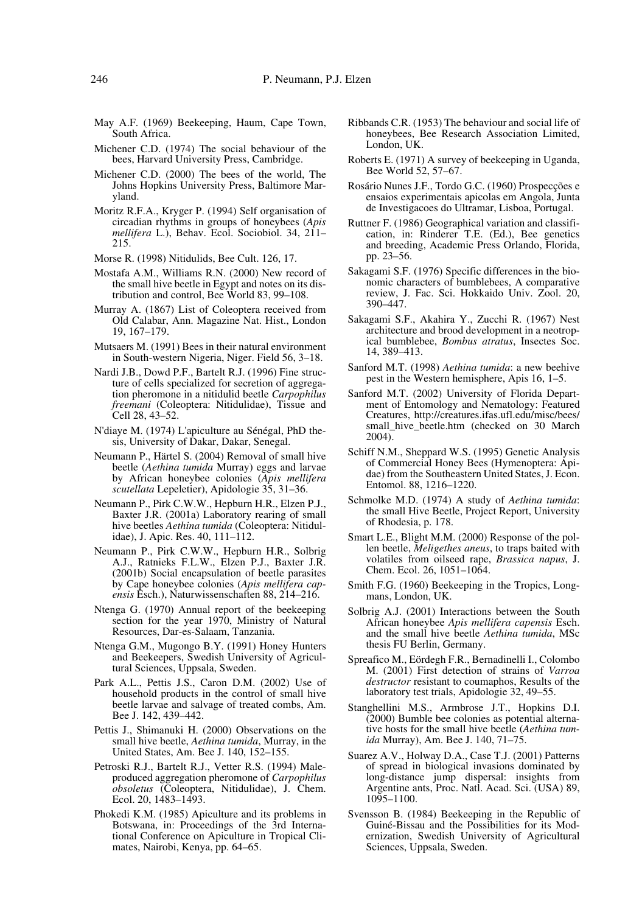May A.F. (1969) Beekeeping, Haum, Cape Town, South Africa.

Michener C.D. (1974) The social behaviour of the bees, Harvard University Press, Cambridge.

Michener C.D. (2000) The bees of the world, The Johns Hopkins University Press, Baltimore Maryland.

Moritz R.F.A., Kryger P. (1994) Self organisation of circadian rhythms in groups of honeybees (*Apis mellifera* L.), Behav. Ecol. Sociobiol. 34, 211–215.

Morse R. (1998) Nitidulids, Bee Cult. 126, 17.

Mostafa A.M., Williams R.N. (2000) New record of the small hive beetle in Egypt and notes on its distribution and control, Bee World 83, 99–108.

Murray A. (1867) List of Coleoptera received from Old Calabar, Ann. Magazine Nat. Hist., London 19, 167–179.

Mutsaers M. (1991) Bees in their natural environment in South-western Nigeria, Niger. Field 56, 3–18.

Nardi J.B., Dowd P.F., Bartelt R.J. (1996) Fine structure of cells specialized for secretion of aggregation pheromone in a nitidulid beetle *Carpophilus freemani* (Coleoptera: Nitidulidae), Tissue and Cell 28, 43–52.

N'diaye M. (1974) L'apiculture au Sénégal, PhD thesis, University of Dakar, Dakar, Senegal.

Neumann P., Härtel S. (2004) Removal of small hive beetle (*Aethina tumida* Murray) eggs and larvae by African honeybee colonies (*Apis mellifera scutellata* Lepeletier), Apidologie 35, 31–36.

Neumann P., Pirk C.W.W., Hepburn H.R., Elzen P.J., Baxter J.R. (2001a) Laboratory rearing of small hive beetles *Aethina tumida* (Coleoptera: Nitidulidae), J. Apic. Res. 40, 111–112.

Neumann P., Pirk C.W.W., Hepburn H.R., Solbrig A.J., Ratnieks F.L.W., Elzen P.J., Baxter J.R. (2001b) Social encapsulation of beetle parasites by Cape honeybee colonies (*Apis mellifera capensis* Esch.), Naturwissenschaften 88, 214–216.

Ntenga G. (1970) Annual report of the beekeeping section for the year 1970, Ministry of Natural Resources, Dar-es-Salaam, Tanzania.

Ntenga G.M., Mugongo B.Y. (1991) Honey Hunters and Beekeepers, Swedish University of Agricultural Sciences, Uppsala, Sweden.

Park A.L., Pettis J.S., Caron D.M. (2002) Use of household products in the control of small hive beetle larvae and salvage of treated combs, Am. Bee J. 142, 439–442.

Pettis J., Shimanuki H. (2000) Observations on the small hive beetle, *Aethina tumida*, Murray, in the United States, Am. Bee J. 140, 152–155.

Petroski R.J., Bartelt R.J., Vetter R.S. (1994) Male-produced aggregation pheromone of *Carpophilus obsoletus* (Coleoptera, Nitidulidae), J. Chem. Ecol. 20, 1483–1493.

Phokedi K.M. (1985) Apiculture and its problems in Botswana, in: Proceedings of the 3rd International Conference on Apiculture in Tropical Climates, Nairobi, Kenya, pp. 64–65.

Ribbands C.R. (1953) The behaviour and social life of honeybees, Bee Research Association Limited, London, UK.

Roberts E. (1971) A survey of beekeeping in Uganda, Bee World 52, 57–67.

Rosário Nunes J.F., Tordo G.C. (1960) Prospecções e ensaios experimentais apicolas em Angola, Junta de Investigacoes do Ultramar, Lisboa, Portugal.

Ruttner F. (1986) Geographical variation and classification, in: Rinderer T.E. (Ed.), Bee genetics and breeding, Academic Press Orlando, Florida, pp. 23–56.

Sakagami S.F. (1976) Specific differences in the bionomic characters of bumblebees, A comparative review, J. Fac. Sci. Hokkaido Univ. Zool. 20, 390–447.

Sakagami S.F., Akahira Y., Zucchi R. (1967) Nest architecture and brood development in a neotropical bumblebee, *Bombus atratus*, Insectes Soc. 14, 389–413.

Sanford M.T. (1998) *Aethina tumida*: a new beehive pest in the Western hemisphere, Apis 16, 1–5.

Sanford M.T. (2002) University of Florida Department of Entomology and Nematology: Featured Creatures, http://creatures.ifas.ufl.edu/misc/bees/small_hive_beetle.htm (checked on 30 March 2004).

Schiff N.M., Sheppard W.S. (1995) Genetic Analysis of Commercial Honey Bees (Hymenoptera: Apidae) from the Southeastern United States, J. Econ. Entomol. 88, 1216–1220.

Schmolke M.D. (1974) A study of *Aethina tumida*: the small Hive Beetle, Project Report, University of Rhodesia, p. 178.

Smart L.E., Blight M.M. (2000) Response of the pollen beetle, *Meligethes aneus*, to traps baited with volatiles from oilseed rape, *Brassica napus*, J. Chem. Ecol. 26, 1051–1064.

Smith F.G. (1960) Beekeeping in the Tropics, Longmans, London, UK.

Solbrig A.J. (2001) Interactions between the South African honeybee *Apis mellifera capensis* Esch. and the small hive beetle *Aethina tumida*, MSc thesis FU Berlin, Germany.

Spreafico M., Eördegh F.R., Bernadinelli I., Colombo M. (2001) First detection of strains of *Varroa destructor* resistant to coumaphos, Results of the laboratory test trials, Apidologie 32, 49–55.

Stanghellini M.S., Armbrose J.T., Hopkins D.I. (2000) Bumble bee colonies as potential alternative hosts for the small hive beetle (*Aethina tumida* Murray), Am. Bee J. 140, 71–75.

Suarez A.V., Holway D.A., Case T.J. (2001) Patterns of spread in biological invasions dominated by long-distance jump dispersal: insights from Argentine ants, Proc. Natl. Acad. Sci. (USA) 89, 1095–1100.

Svensson B. (1984) Beekeeping in the Republic of Guiné-Bissau and the Possibilities for its Modernization, Swedish University of Agricultural Sciences, Uppsala, Sweden.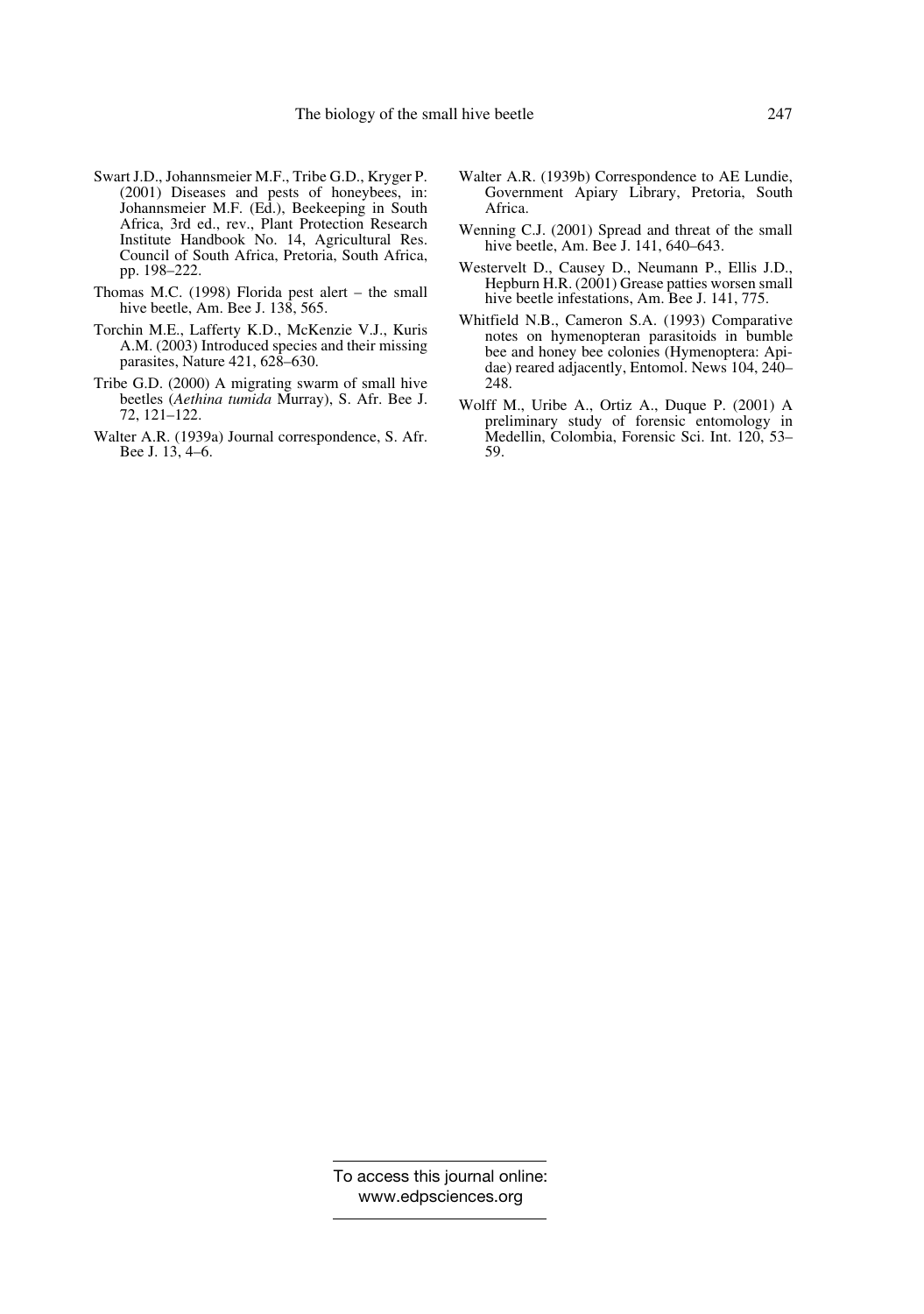Swart J.D., Johannsmeier M.F., Tribe G.D., Kryger P. (2001) Diseases and pests of honeybees, in: Johannsmeier M.F. (Ed.), Beekeeping in South Africa, 3rd ed., rev., Plant Protection Research Institute Handbook No. 14, Agricultural Res. Council of South Africa, Pretoria, South Africa, pp. 198–222.

Thomas M.C. (1998) Florida pest alert – the small hive beetle, Am. Bee J. 138, 565.

Torchin M.E., Lafferty K.D., McKenzie V.J., Kuris A.M. (2003) Introduced species and their missing parasites, Nature 421, 628–630.

Tribe G.D. (2000) A migrating swarm of small hive beetles (*Aethina tumida* Murray), S. Afr. Bee J. 72, 121–122.

Walter A.R. (1939a) Journal correspondence, S. Afr. Bee J. 13, 4–6.

Walter A.R. (1939b) Correspondence to AE Lundie, Government Apiary Library, Pretoria, South Africa.

Wenning C.J. (2001) Spread and threat of the small hive beetle, Am. Bee J. 141, 640–643.

Westervelt D., Causey D., Neumann P., Ellis J.D., Hepburn H.R. (2001) Grease patties worsen small hive beetle infestations, Am. Bee J. 141, 775.

Whitfield N.B., Cameron S.A. (1993) Comparative notes on hymenopteran parasitoids in bumble bee and honey bee colonies (Hymenoptera: Apidae) reared adjacently, Entomol. News 104, 240–248.

Wolff M., Uribe A., Ortiz A., Duque P. (2001) A preliminary study of forensic entomology in Medellin, Colombia, Forensic Sci. Int. 120, 53–59.

To access this journal online:
www.edpsciences.org